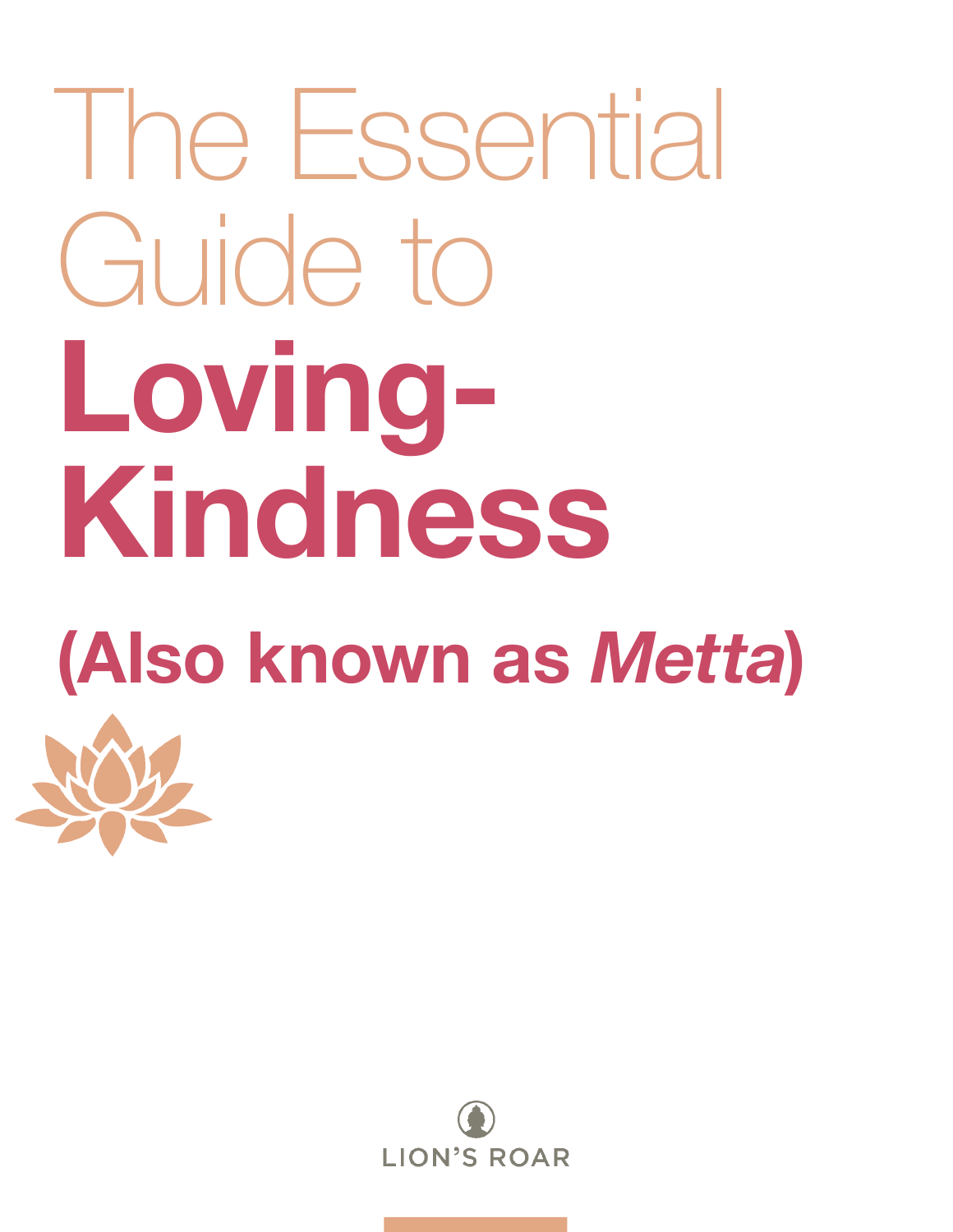# The Essential Guide to **Loving-Kindness**

## (Also known as *Metta*)

LION'S ROAR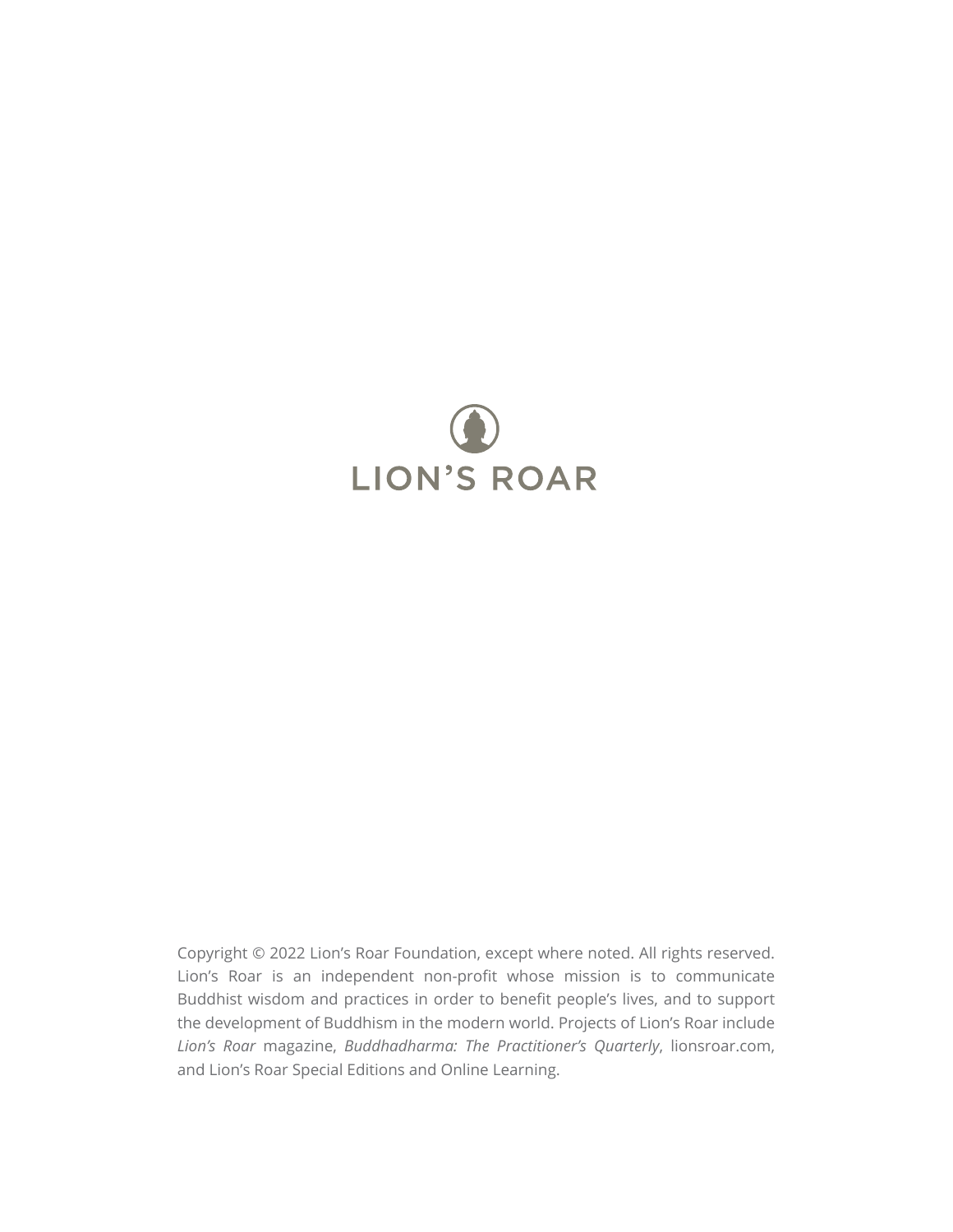LION'S ROAR

Copyright © 2022 Lion's Roar Foundation, except where noted. All rights reserved. Lion's Roar is an independent non-profit whose mission is to communicate Buddhist wisdom and practices in order to benefit people's lives, and to support the development of Buddhism in the modern world. Projects of Lion's Roar include *Lion's Roar* magazine, *Buddhadharma: The Practitioner's Quarterly*, lionsroar.com, and Lion's Roar Special Editions and Online Learning.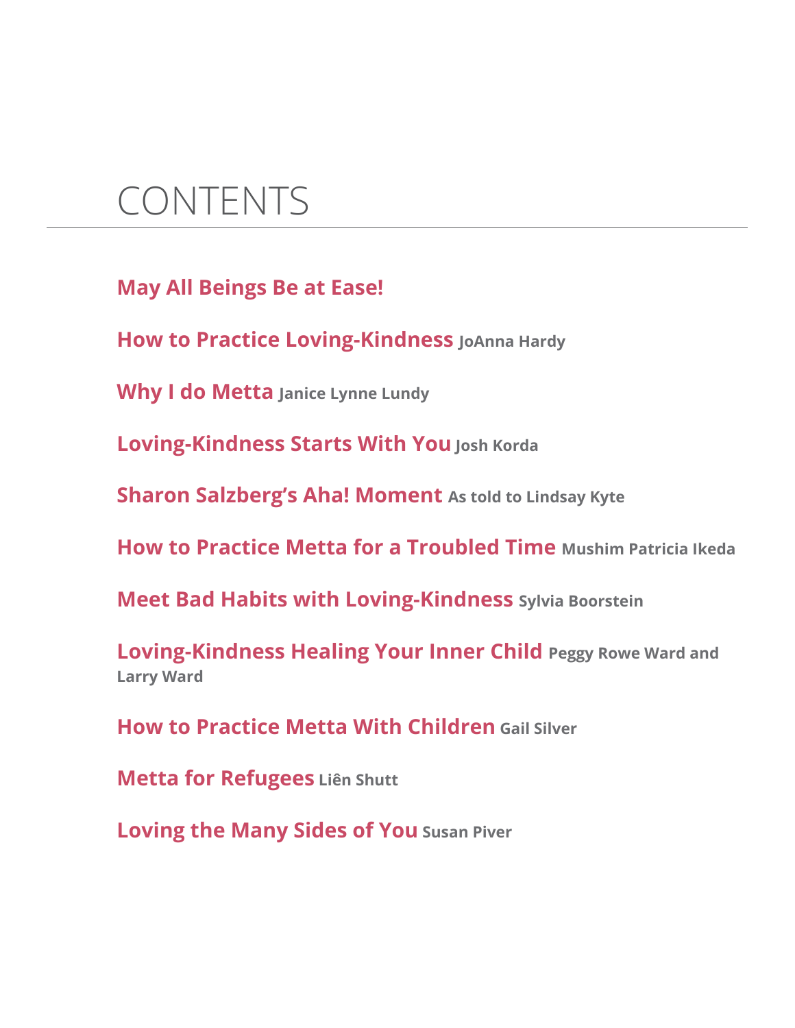# CONTENTS

**May All Beings Be at Ease!**

**How to Practice Loving-Kindness** JoAnna Hardy

**Why I do Metta** Janice Lynne Lundy

**Loving-Kindness Starts With You** Josh Korda

**Sharon Salzberg's Aha! Moment** As told to Lindsay Kyte

**How to Practice Metta for a Troubled Time** Mushim Patricia Ikeda

**Meet Bad Habits with Loving-Kindness** Sylvia Boorstein

**Loving-Kindness Healing Your Inner Child** Peggy Rowe Ward and Larry Ward

**How to Practice Metta With Children** Gail Silver

**Metta for Refugees** Liên Shutt

**Loving the Many Sides of You** Susan Piver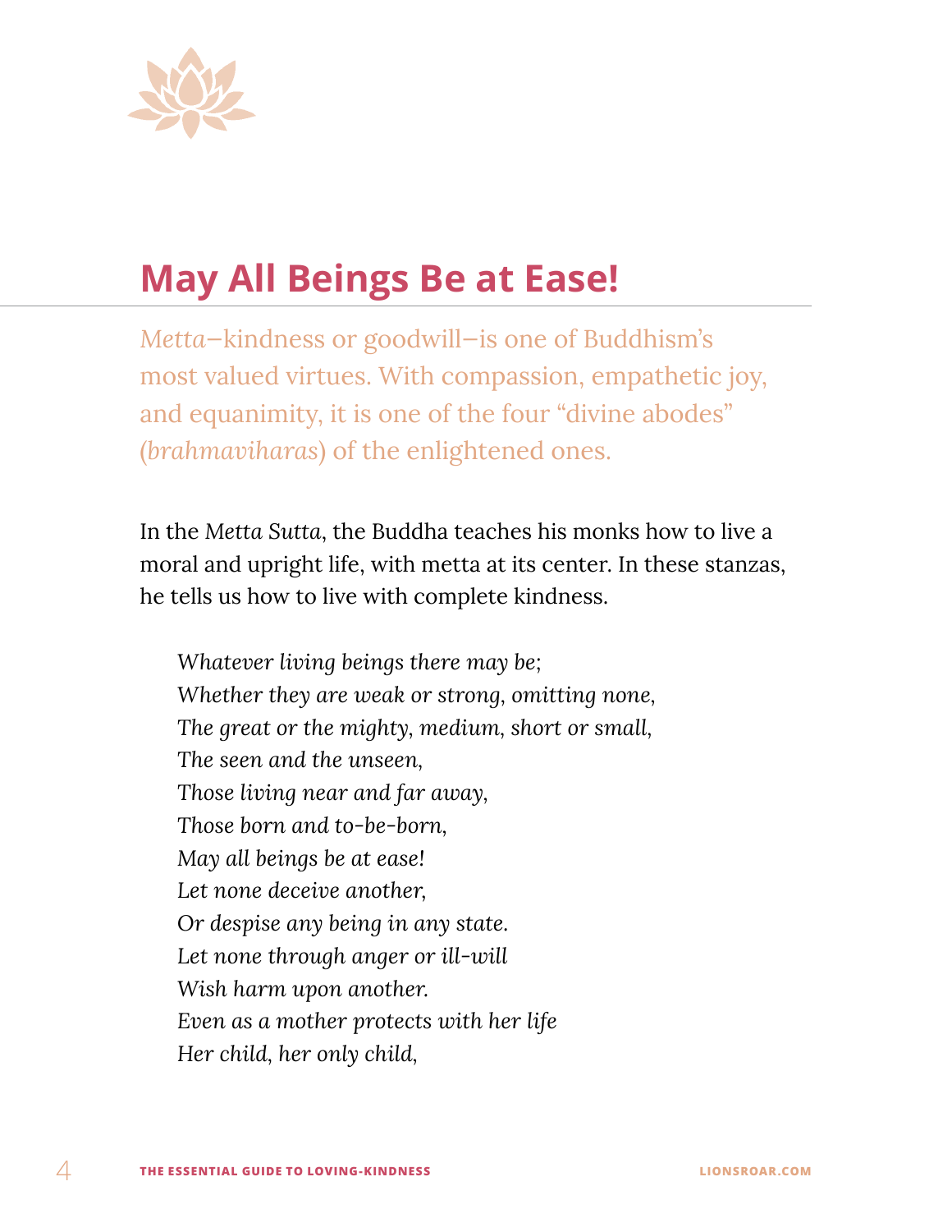# May All Beings Be at Ease!

*Metta*—kindness or goodwill—is one of Buddhism's most valued virtues. With compassion, empathetic joy, and equanimity, it is one of the four "divine abodes" (*brahmaviharas*) of the enlightened ones.

In the *Metta Sutta*, the Buddha teaches his monks how to live a moral and upright life, with metta at its center. In these stanzas, he tells us how to live with complete kindness.

> *Whatever living beings there may be;*
> *Whether they are weak or strong, omitting none,*
> *The great or the mighty, medium, short or small,*
> *The seen and the unseen,*
> *Those living near and far away,*
> *Those born and to-be-born,*
> *May all beings be at ease!*
> *Let none deceive another,*
> *Or despise any being in any state.*
> *Let none through anger or ill-will*
> *Wish harm upon another.*
> *Even as a mother protects with her life*
> *Her child, her only child,*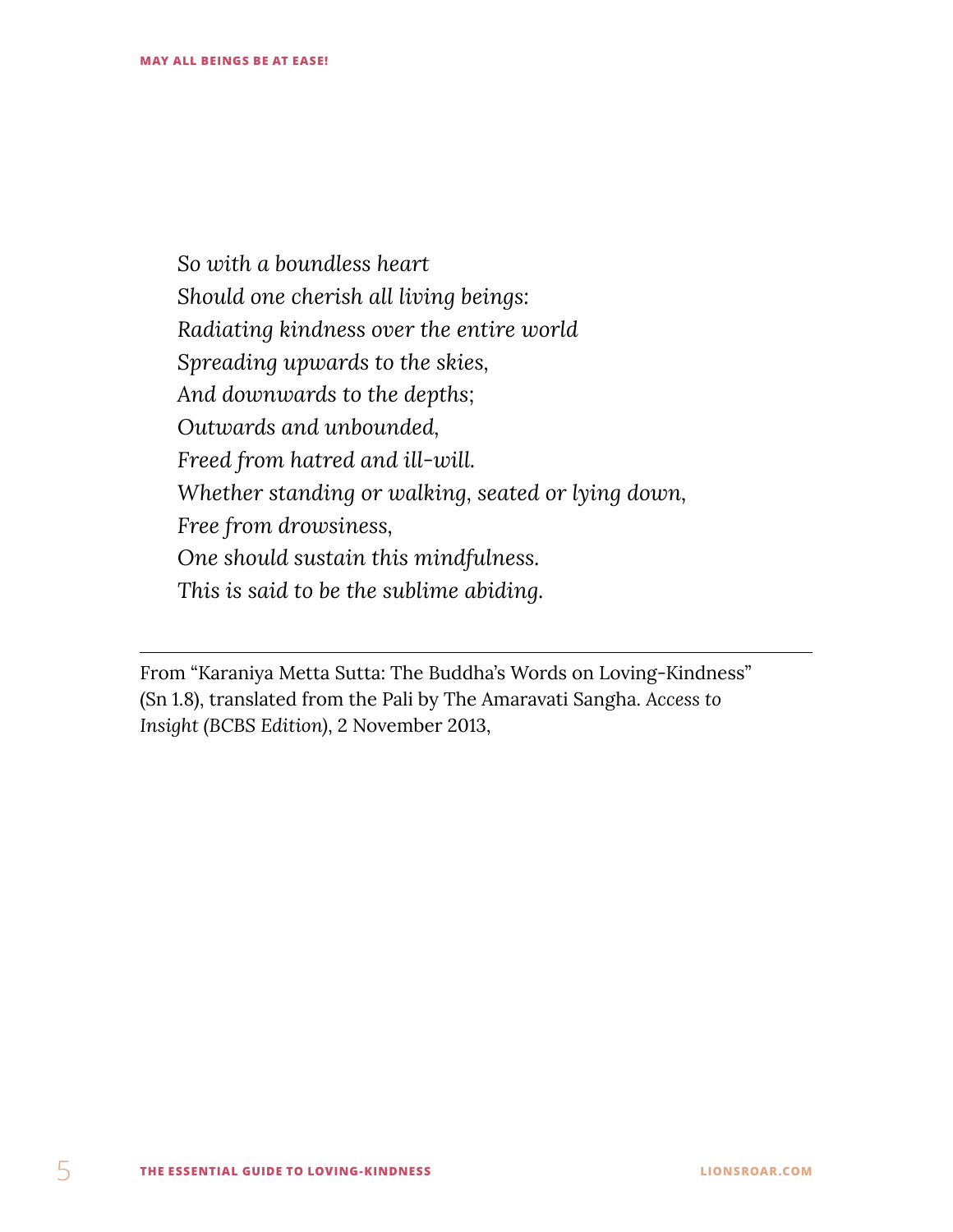*So with a boundless heart*  
*Should one cherish all living beings:*  
*Radiating kindness over the entire world*  
*Spreading upwards to the skies,*  
*And downwards to the depths;*  
*Outwards and unbounded,*  
*Freed from hatred and ill-will.*  
*Whether standing or walking, seated or lying down,*  
*Free from drowsiness,*  
*One should sustain this mindfulness.*  
*This is said to be the sublime abiding.*

---

From "Karaniya Metta Sutta: The Buddha's Words on Loving-Kindness" (Sn 1.8), translated from the Pali by The Amaravati Sangha. *Access to Insight (BCBS Edition)*, 2 November 2013,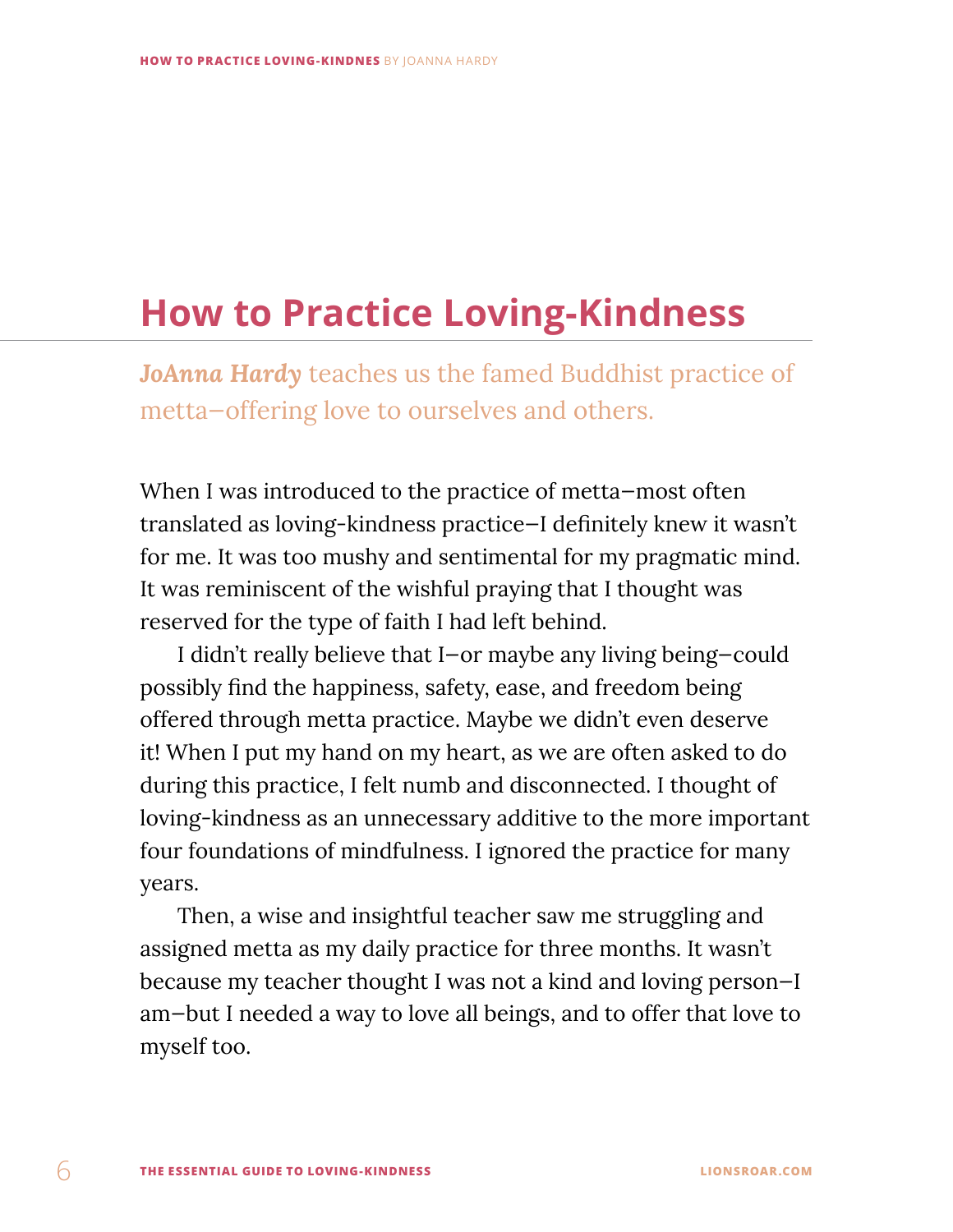# How to Practice Loving-Kindness

***JoAnna Hardy*** teaches us the famed Buddhist practice of metta—offering love to ourselves and others.

When I was introduced to the practice of metta—most often translated as loving-kindness practice—I definitely knew it wasn't for me. It was too mushy and sentimental for my pragmatic mind. It was reminiscent of the wishful praying that I thought was reserved for the type of faith I had left behind.

I didn't really believe that I—or maybe any living being—could possibly find the happiness, safety, ease, and freedom being offered through metta practice. Maybe we didn't even deserve it! When I put my hand on my heart, as we are often asked to do during this practice, I felt numb and disconnected. I thought of loving-kindness as an unnecessary additive to the more important four foundations of mindfulness. I ignored the practice for many years.

Then, a wise and insightful teacher saw me struggling and assigned metta as my daily practice for three months. It wasn't because my teacher thought I was not a kind and loving person—I am—but I needed a way to love all beings, and to offer that love to myself too.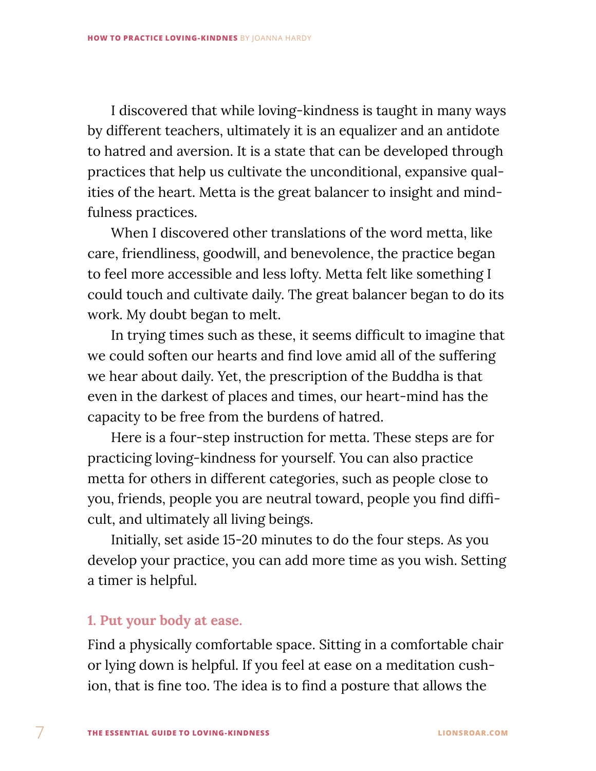I discovered that while loving-kindness is taught in many ways by different teachers, ultimately it is an equalizer and an antidote to hatred and aversion. It is a state that can be developed through practices that help us cultivate the unconditional, expansive qualities of the heart. Metta is the great balancer to insight and mindfulness practices.

When I discovered other translations of the word metta, like care, friendliness, goodwill, and benevolence, the practice began to feel more accessible and less lofty. Metta felt like something I could touch and cultivate daily. The great balancer began to do its work. My doubt began to melt.

In trying times such as these, it seems difficult to imagine that we could soften our hearts and find love amid all of the suffering we hear about daily. Yet, the prescription of the Buddha is that even in the darkest of places and times, our heart-mind has the capacity to be free from the burdens of hatred.

Here is a four-step instruction for metta. These steps are for practicing loving-kindness for yourself. You can also practice metta for others in different categories, such as people close to you, friends, people you are neutral toward, people you find difficult, and ultimately all living beings.

Initially, set aside 15-20 minutes to do the four steps. As you develop your practice, you can add more time as you wish. Setting a timer is helpful.

### 1. Put your body at ease.

Find a physically comfortable space. Sitting in a comfortable chair or lying down is helpful. If you feel at ease on a meditation cushion, that is fine too. The idea is to find a posture that allows the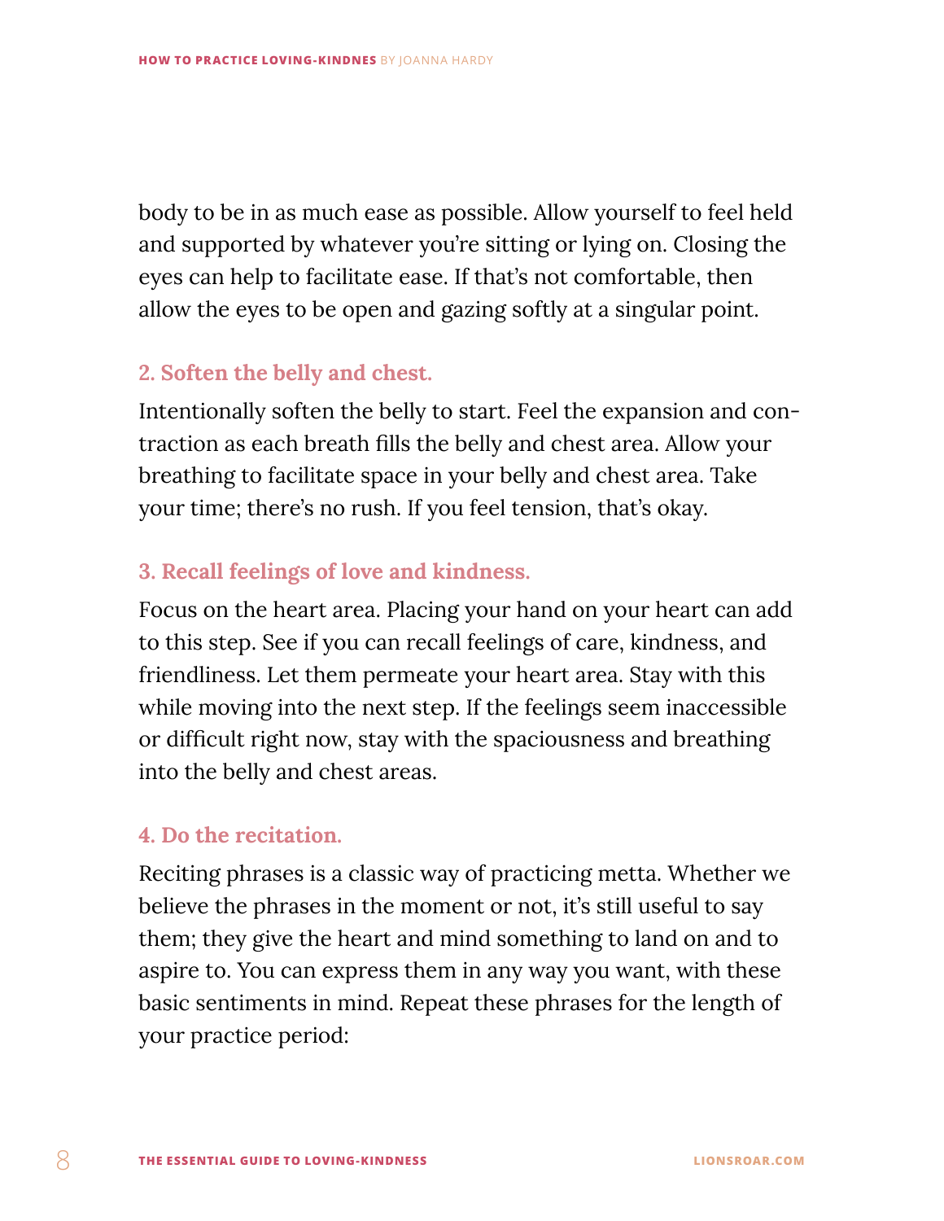body to be in as much ease as possible. Allow yourself to feel held and supported by whatever you're sitting or lying on. Closing the eyes can help to facilitate ease. If that's not comfortable, then allow the eyes to be open and gazing softly at a singular point.

### 2. Soften the belly and chest.

Intentionally soften the belly to start. Feel the expansion and contraction as each breath fills the belly and chest area. Allow your breathing to facilitate space in your belly and chest area. Take your time; there's no rush. If you feel tension, that's okay.

### 3. Recall feelings of love and kindness.

Focus on the heart area. Placing your hand on your heart can add to this step. See if you can recall feelings of care, kindness, and friendliness. Let them permeate your heart area. Stay with this while moving into the next step. If the feelings seem inaccessible or difficult right now, stay with the spaciousness and breathing into the belly and chest areas.

### 4. Do the recitation.

Reciting phrases is a classic way of practicing metta. Whether we believe the phrases in the moment or not, it's still useful to say them; they give the heart and mind something to land on and to aspire to. You can express them in any way you want, with these basic sentiments in mind. Repeat these phrases for the length of your practice period: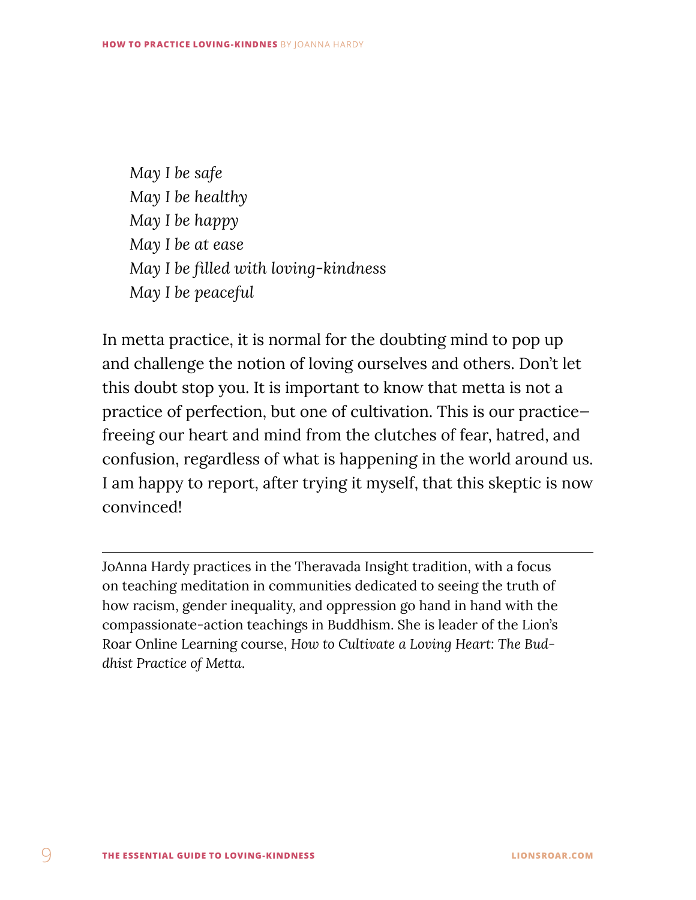*May I be safe*
*May I be healthy*
*May I be happy*
*May I be at ease*
*May I be filled with loving-kindness*
*May I be peaceful*

In metta practice, it is normal for the doubting mind to pop up and challenge the notion of loving ourselves and others. Don't let this doubt stop you. It is important to know that metta is not a practice of perfection, but one of cultivation. This is our practice—freeing our heart and mind from the clutches of fear, hatred, and confusion, regardless of what is happening in the world around us. I am happy to report, after trying it myself, that this skeptic is now convinced!

---

JoAnna Hardy practices in the Theravada Insight tradition, with a focus on teaching meditation in communities dedicated to seeing the truth of how racism, gender inequality, and oppression go hand in hand with the compassionate-action teachings in Buddhism. She is leader of the Lion's Roar Online Learning course, *How to Cultivate a Loving Heart: The Buddhist Practice of Metta.*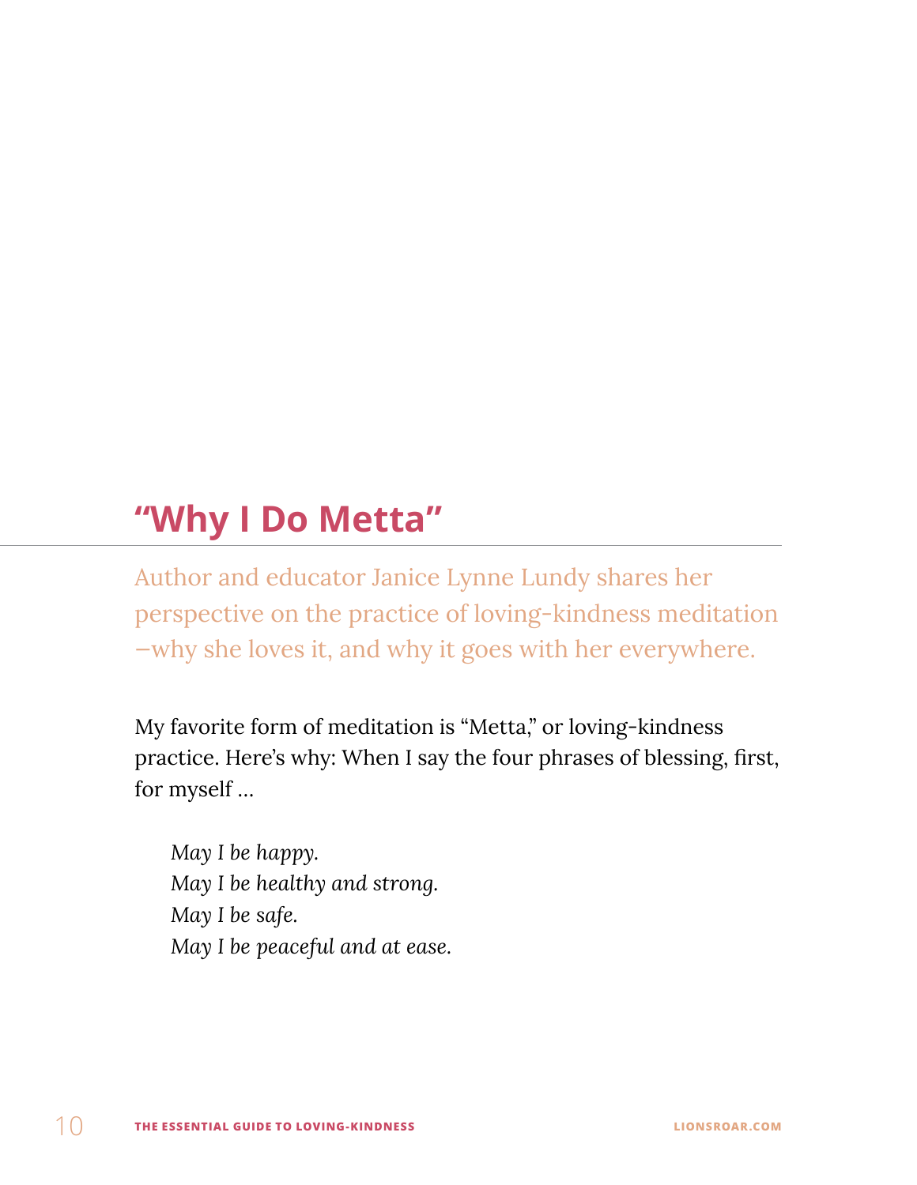## “Why I Do Metta”

Author and educator Janice Lynne Lundy shares her perspective on the practice of loving-kindness meditation —why she loves it, and why it goes with her everywhere.

My favorite form of meditation is “Metta,” or loving-kindness practice. Here’s why: When I say the four phrases of blessing, first, for myself …

> *May I be happy.*
> *May I be healthy and strong.*
> *May I be safe.*
> *May I be peaceful and at ease.*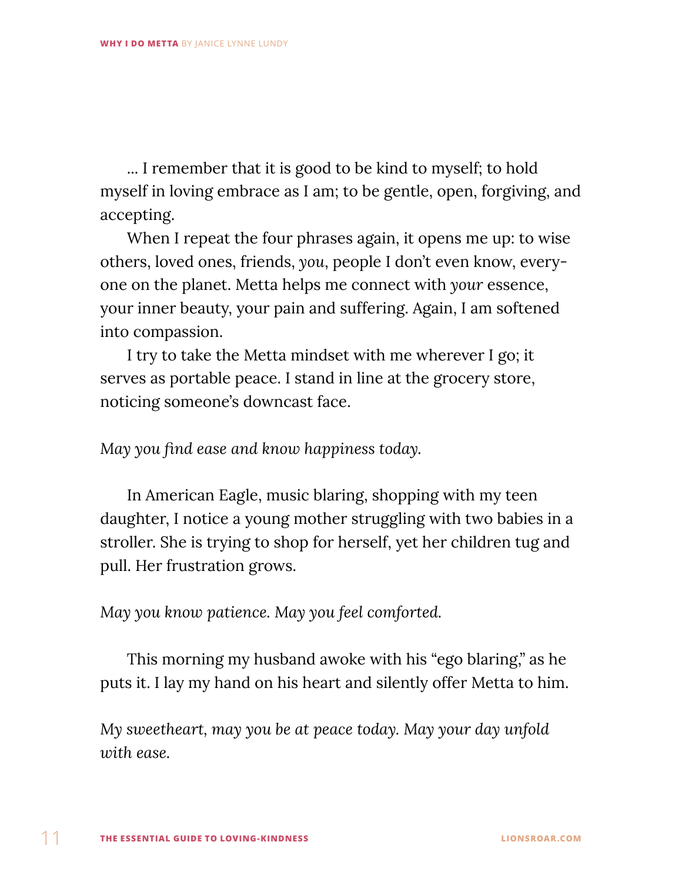… I remember that it is good to be kind to myself; to hold myself in loving embrace as I am; to be gentle, open, forgiving, and accepting.

When I repeat the four phrases again, it opens me up: to wise others, loved ones, friends, *you*, people I don't even know, everyone on the planet. Metta helps me connect with *your* essence, your inner beauty, your pain and suffering. Again, I am softened into compassion.

I try to take the Metta mindset with me wherever I go; it serves as portable peace. I stand in line at the grocery store, noticing someone's downcast face.

*May you find ease and know happiness today.*

In American Eagle, music blaring, shopping with my teen daughter, I notice a young mother struggling with two babies in a stroller. She is trying to shop for herself, yet her children tug and pull. Her frustration grows.

*May you know patience. May you feel comforted.*

This morning my husband awoke with his "ego blaring," as he puts it. I lay my hand on his heart and silently offer Metta to him.

*My sweetheart, may you be at peace today. May your day unfold with ease.*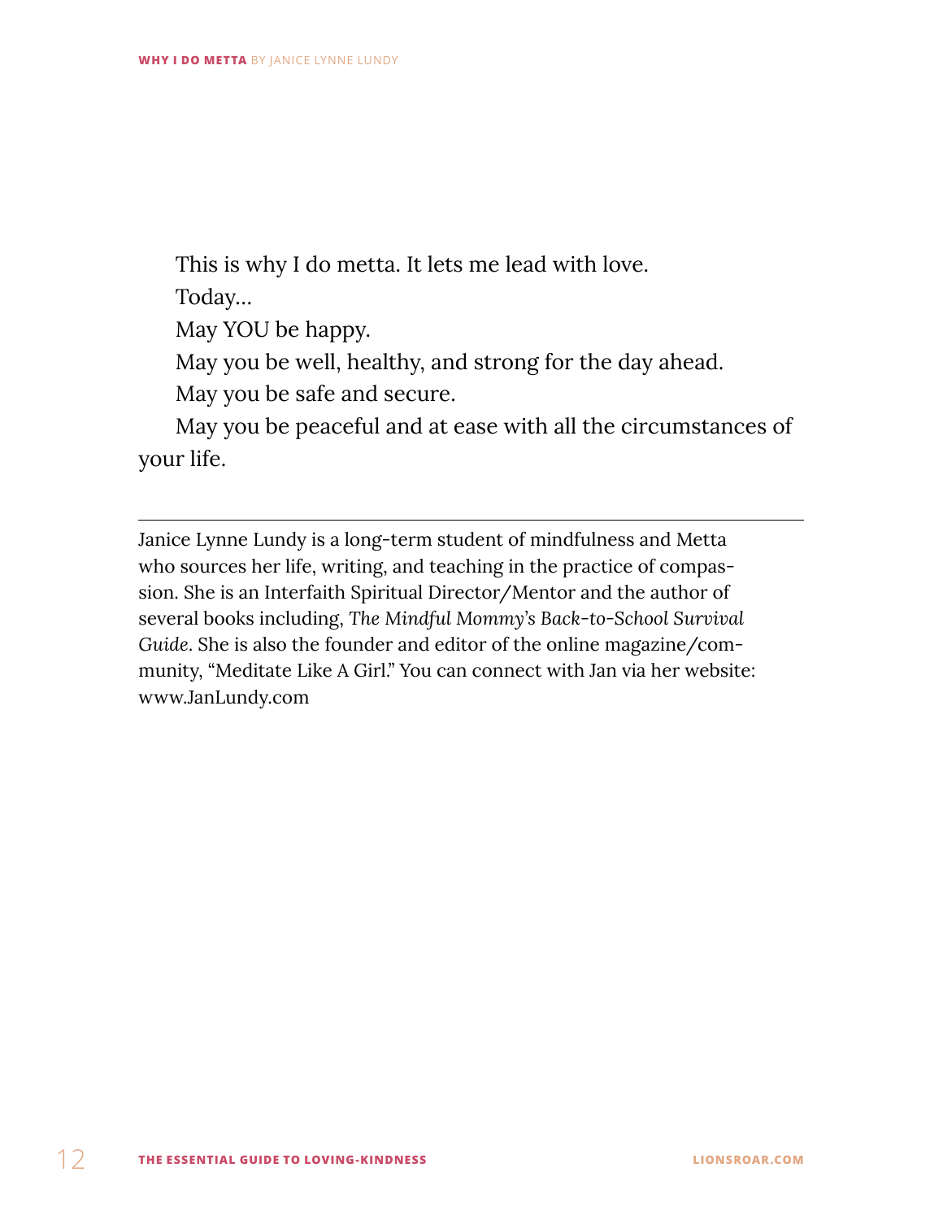This is why I do metta. It lets me lead with love.

Today…

May YOU be happy.

May you be well, healthy, and strong for the day ahead.

May you be safe and secure.

May you be peaceful and at ease with all the circumstances of your life.

---

Janice Lynne Lundy is a long-term student of mindfulness and Metta who sources her life, writing, and teaching in the practice of compassion. She is an Interfaith Spiritual Director/Mentor and the author of several books including, *The Mindful Mommy's Back-to-School Survival Guide*. She is also the founder and editor of the online magazine/community, "Meditate Like A Girl." You can connect with Jan via her website: www.JanLundy.com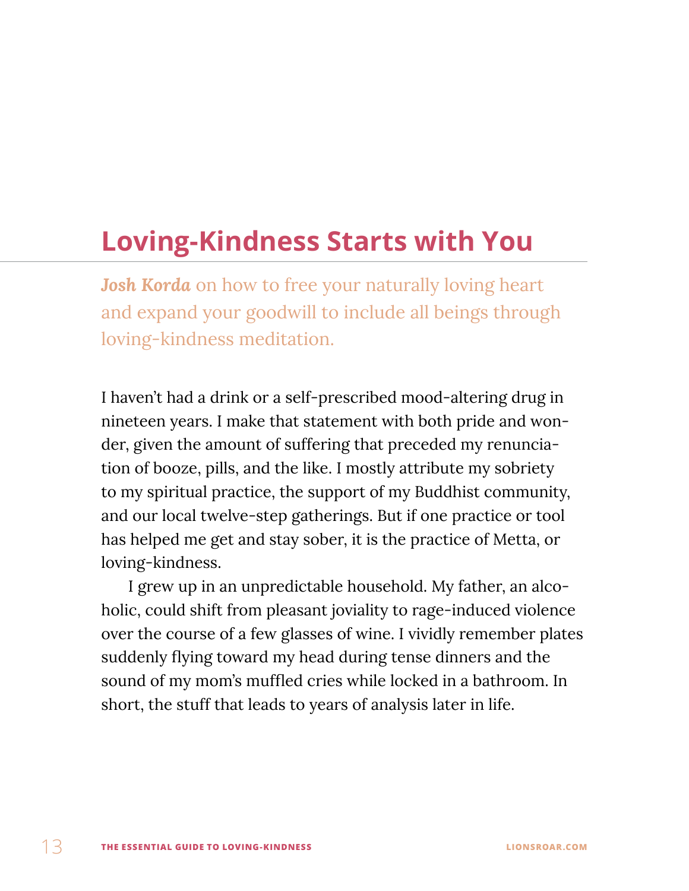# Loving-Kindness Starts with You

***Josh Korda*** on how to free your naturally loving heart and expand your goodwill to include all beings through loving-kindness meditation.

I haven't had a drink or a self-prescribed mood-altering drug in nineteen years. I make that statement with both pride and wonder, given the amount of suffering that preceded my renunciation of booze, pills, and the like. I mostly attribute my sobriety to my spiritual practice, the support of my Buddhist community, and our local twelve-step gatherings. But if one practice or tool has helped me get and stay sober, it is the practice of Metta, or loving-kindness.

I grew up in an unpredictable household. My father, an alcoholic, could shift from pleasant joviality to rage-induced violence over the course of a few glasses of wine. I vividly remember plates suddenly flying toward my head during tense dinners and the sound of my mom's muffled cries while locked in a bathroom. In short, the stuff that leads to years of analysis later in life.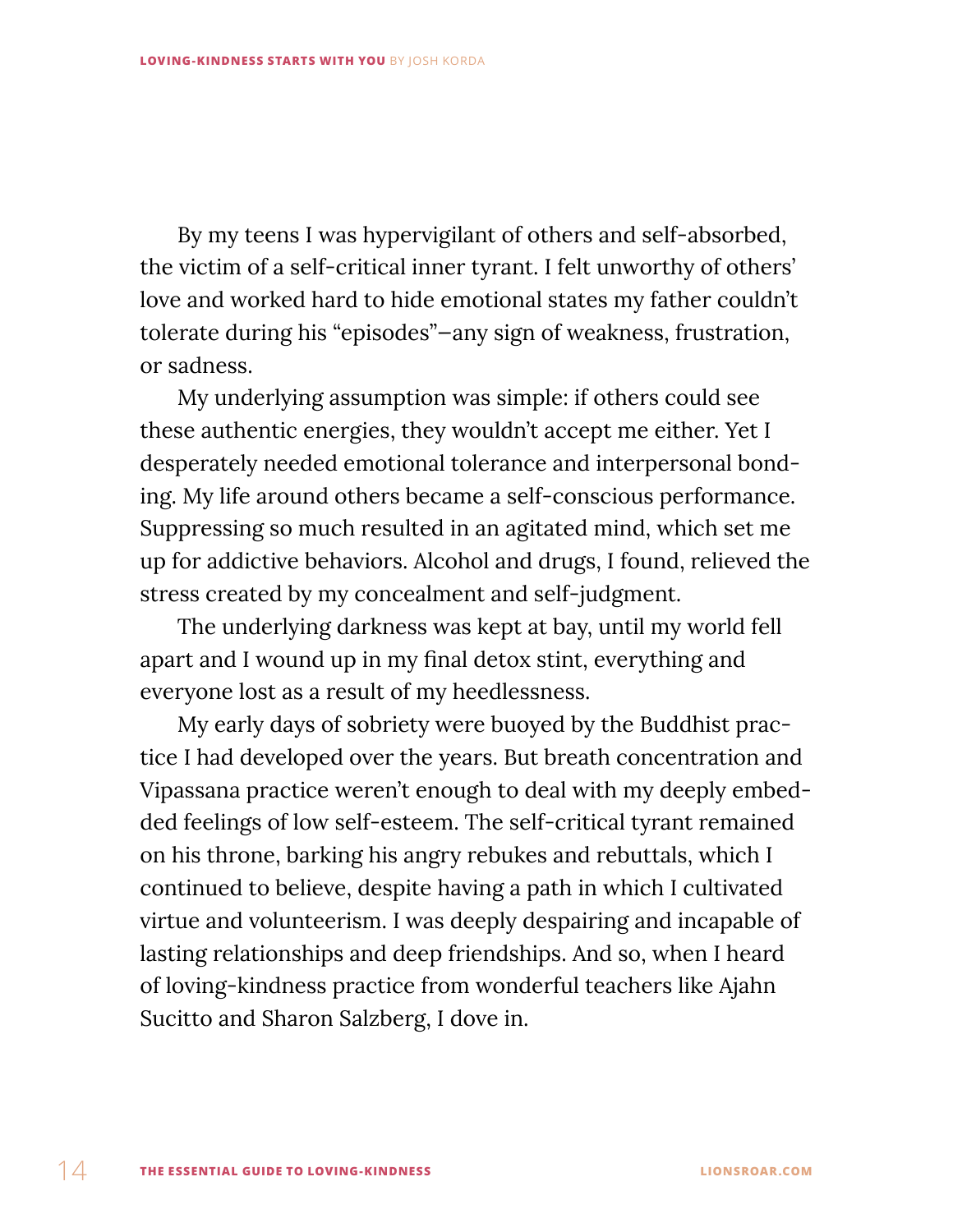By my teens I was hypervigilant of others and self-absorbed, the victim of a self-critical inner tyrant. I felt unworthy of others' love and worked hard to hide emotional states my father couldn't tolerate during his "episodes"—any sign of weakness, frustration, or sadness.

My underlying assumption was simple: if others could see these authentic energies, they wouldn't accept me either. Yet I desperately needed emotional tolerance and interpersonal bonding. My life around others became a self-conscious performance. Suppressing so much resulted in an agitated mind, which set me up for addictive behaviors. Alcohol and drugs, I found, relieved the stress created by my concealment and self-judgment.

The underlying darkness was kept at bay, until my world fell apart and I wound up in my final detox stint, everything and everyone lost as a result of my heedlessness.

My early days of sobriety were buoyed by the Buddhist practice I had developed over the years. But breath concentration and Vipassana practice weren't enough to deal with my deeply embedded feelings of low self-esteem. The self-critical tyrant remained on his throne, barking his angry rebukes and rebuttals, which I continued to believe, despite having a path in which I cultivated virtue and volunteerism. I was deeply despairing and incapable of lasting relationships and deep friendships. And so, when I heard of loving-kindness practice from wonderful teachers like Ajahn Sucitto and Sharon Salzberg, I dove in.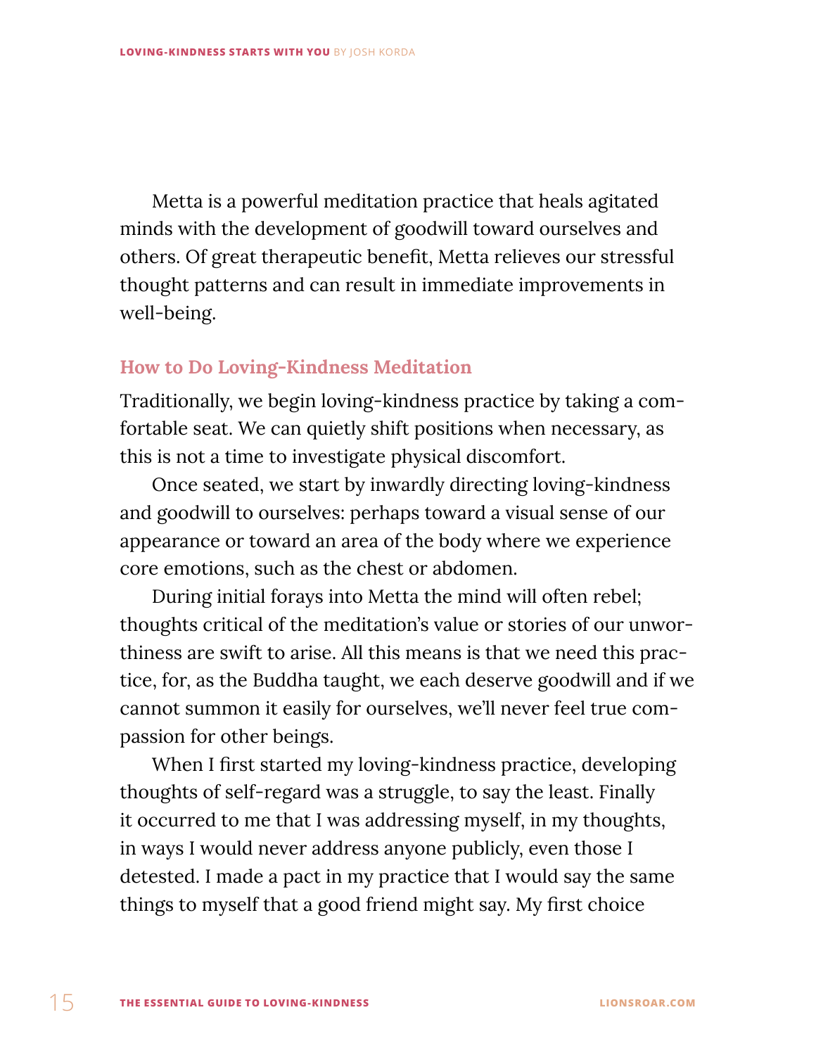Metta is a powerful meditation practice that heals agitated minds with the development of goodwill toward ourselves and others. Of great therapeutic benefit, Metta relieves our stressful thought patterns and can result in immediate improvements in well-being.

### How to Do Loving-Kindness Meditation

Traditionally, we begin loving-kindness practice by taking a comfortable seat. We can quietly shift positions when necessary, as this is not a time to investigate physical discomfort.

Once seated, we start by inwardly directing loving-kindness and goodwill to ourselves: perhaps toward a visual sense of our appearance or toward an area of the body where we experience core emotions, such as the chest or abdomen.

During initial forays into Metta the mind will often rebel; thoughts critical of the meditation's value or stories of our unworthiness are swift to arise. All this means is that we need this practice, for, as the Buddha taught, we each deserve goodwill and if we cannot summon it easily for ourselves, we'll never feel true compassion for other beings.

When I first started my loving-kindness practice, developing thoughts of self-regard was a struggle, to say the least. Finally it occurred to me that I was addressing myself, in my thoughts, in ways I would never address anyone publicly, even those I detested. I made a pact in my practice that I would say the same things to myself that a good friend might say. My first choice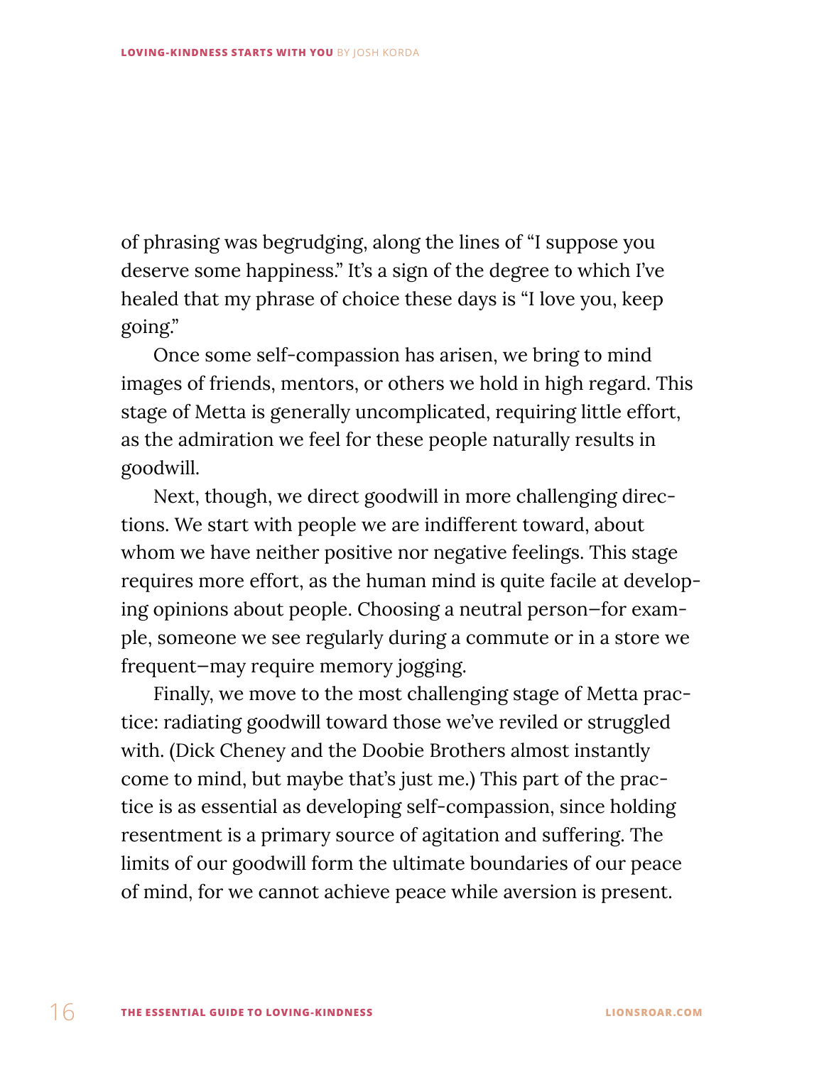of phrasing was begrudging, along the lines of "I suppose you deserve some happiness." It's a sign of the degree to which I've healed that my phrase of choice these days is "I love you, keep going."

Once some self-compassion has arisen, we bring to mind images of friends, mentors, or others we hold in high regard. This stage of Metta is generally uncomplicated, requiring little effort, as the admiration we feel for these people naturally results in goodwill.

Next, though, we direct goodwill in more challenging directions. We start with people we are indifferent toward, about whom we have neither positive nor negative feelings. This stage requires more effort, as the human mind is quite facile at developing opinions about people. Choosing a neutral person—for example, someone we see regularly during a commute or in a store we frequent—may require memory jogging.

Finally, we move to the most challenging stage of Metta practice: radiating goodwill toward those we've reviled or struggled with. (Dick Cheney and the Doobie Brothers almost instantly come to mind, but maybe that's just me.) This part of the practice is as essential as developing self-compassion, since holding resentment is a primary source of agitation and suffering. The limits of our goodwill form the ultimate boundaries of our peace of mind, for we cannot achieve peace while aversion is present.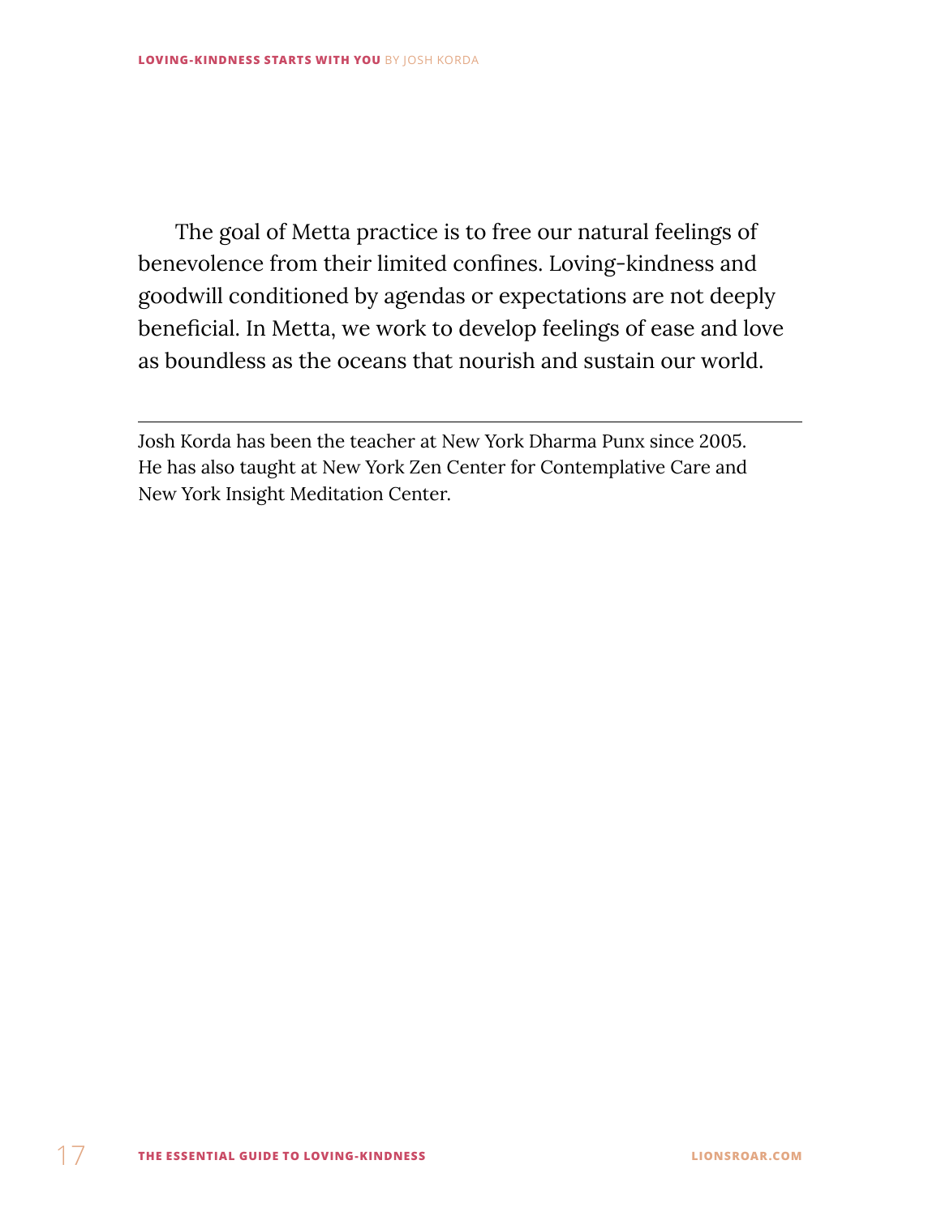The goal of Metta practice is to free our natural feelings of benevolence from their limited confines. Loving-kindness and goodwill conditioned by agendas or expectations are not deeply beneficial. In Metta, we work to develop feelings of ease and love as boundless as the oceans that nourish and sustain our world.

---

Josh Korda has been the teacher at New York Dharma Punx since 2005. He has also taught at New York Zen Center for Contemplative Care and New York Insight Meditation Center.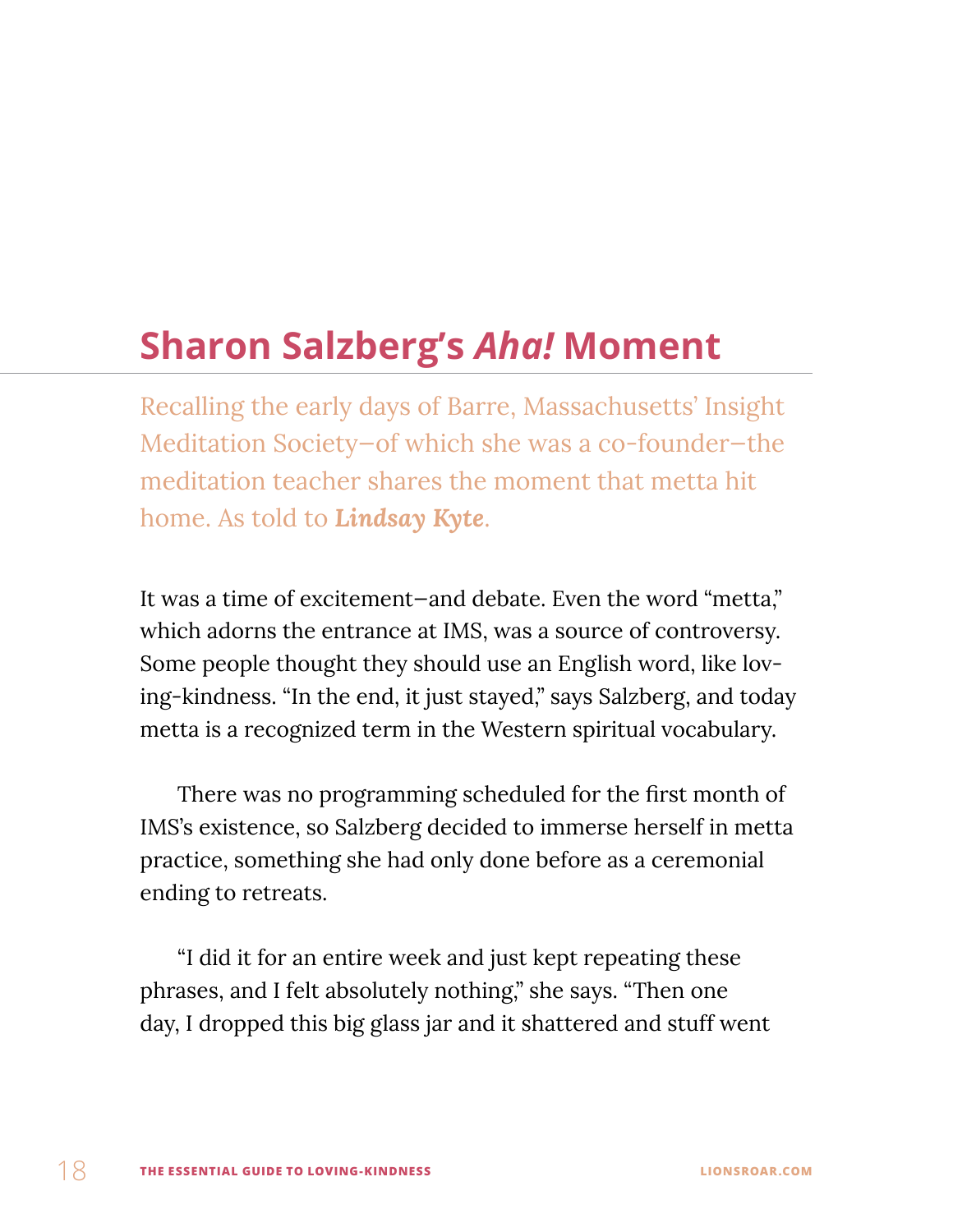## Sharon Salzberg's *Aha!* Moment

Recalling the early days of Barre, Massachusetts' Insight Meditation Society—of which she was a co-founder—the meditation teacher shares the moment that metta hit home. As told to ***Lindsay Kyte***.

It was a time of excitement—and debate. Even the word "metta," which adorns the entrance at IMS, was a source of controversy. Some people thought they should use an English word, like loving-kindness. "In the end, it just stayed," says Salzberg, and today metta is a recognized term in the Western spiritual vocabulary.

There was no programming scheduled for the first month of IMS's existence, so Salzberg decided to immerse herself in metta practice, something she had only done before as a ceremonial ending to retreats.

"I did it for an entire week and just kept repeating these phrases, and I felt absolutely nothing," she says. "Then one day, I dropped this big glass jar and it shattered and stuff went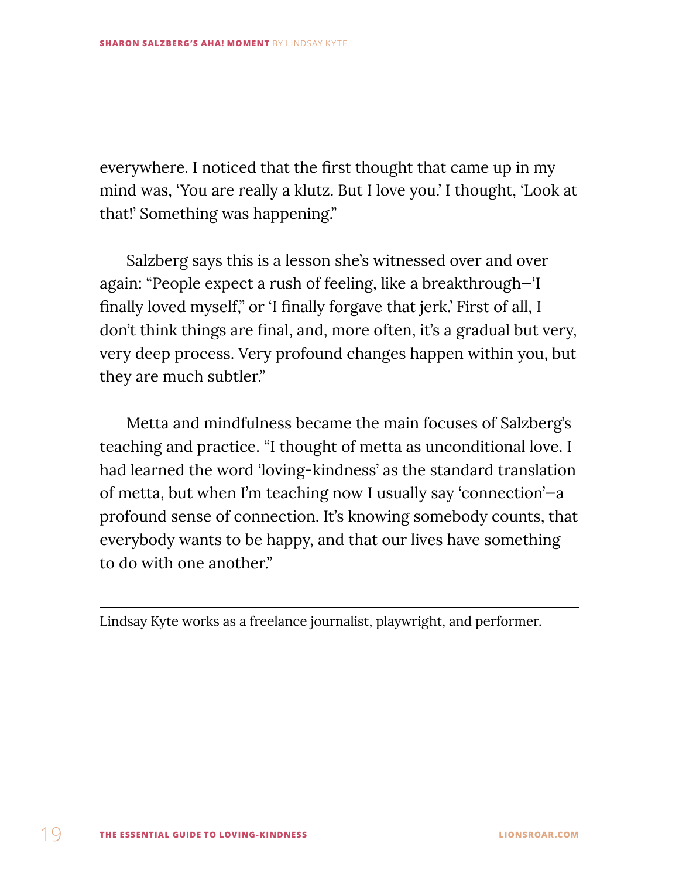everywhere. I noticed that the first thought that came up in my mind was, 'You are really a klutz. But I love you.' I thought, 'Look at that!' Something was happening."

Salzberg says this is a lesson she's witnessed over and over again: "People expect a rush of feeling, like a breakthrough—'I finally loved myself," or 'I finally forgave that jerk.' First of all, I don't think things are final, and, more often, it's a gradual but very, very deep process. Very profound changes happen within you, but they are much subtler."

Metta and mindfulness became the main focuses of Salzberg's teaching and practice. "I thought of metta as unconditional love. I had learned the word 'loving-kindness' as the standard translation of metta, but when I'm teaching now I usually say 'connection'—a profound sense of connection. It's knowing somebody counts, that everybody wants to be happy, and that our lives have something to do with one another."

---

Lindsay Kyte works as a freelance journalist, playwright, and performer.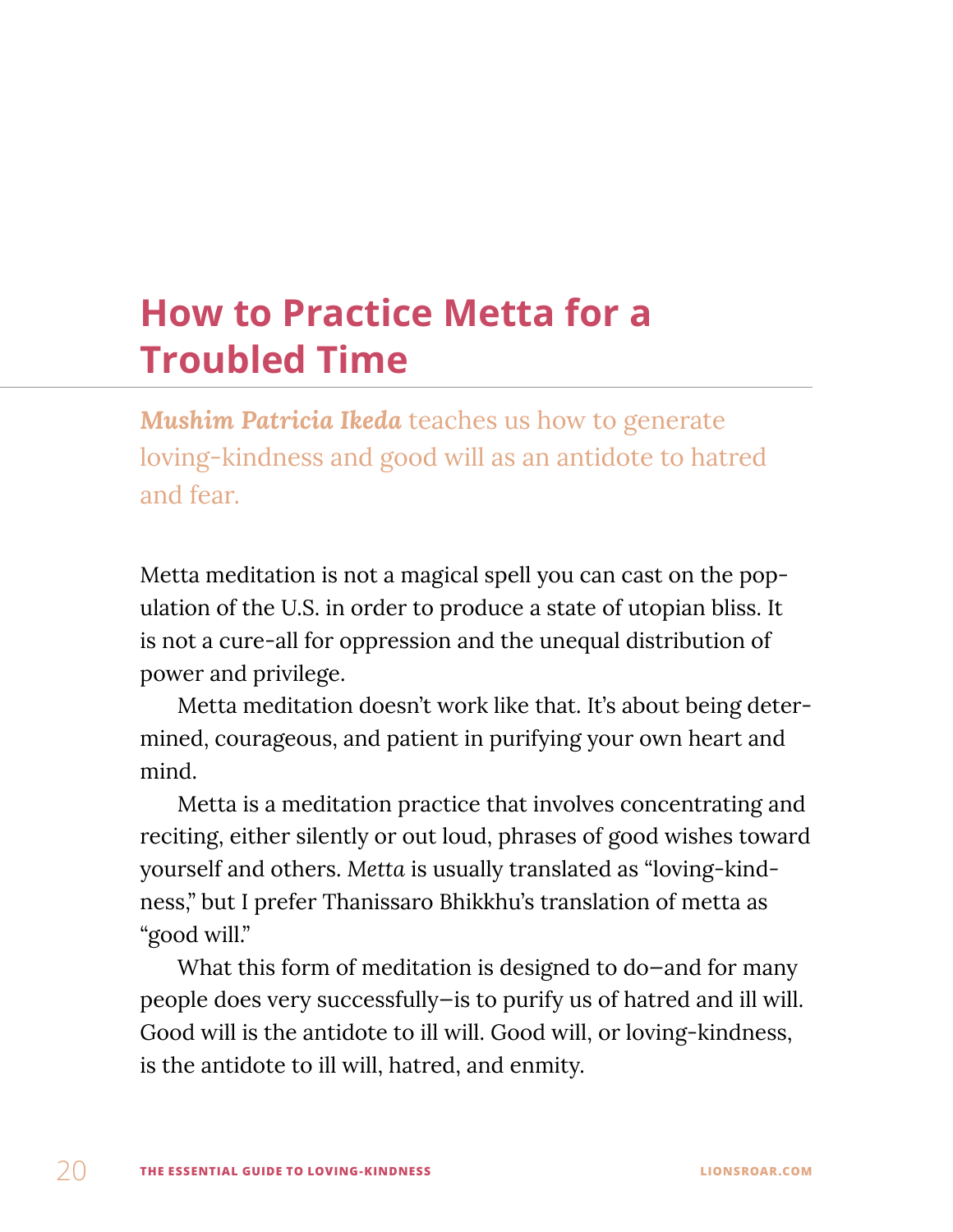# How to Practice Metta for a Troubled Time

***Mushim Patricia Ikeda*** teaches us how to generate loving-kindness and good will as an antidote to hatred and fear.

Metta meditation is not a magical spell you can cast on the population of the U.S. in order to produce a state of utopian bliss. It is not a cure-all for oppression and the unequal distribution of power and privilege.

Metta meditation doesn't work like that. It's about being determined, courageous, and patient in purifying your own heart and mind.

Metta is a meditation practice that involves concentrating and reciting, either silently or out loud, phrases of good wishes toward yourself and others. *Metta* is usually translated as "loving-kindness," but I prefer Thanissaro Bhikkhu's translation of metta as "good will."

What this form of meditation is designed to do—and for many people does very successfully—is to purify us of hatred and ill will. Good will is the antidote to ill will. Good will, or loving-kindness, is the antidote to ill will, hatred, and enmity.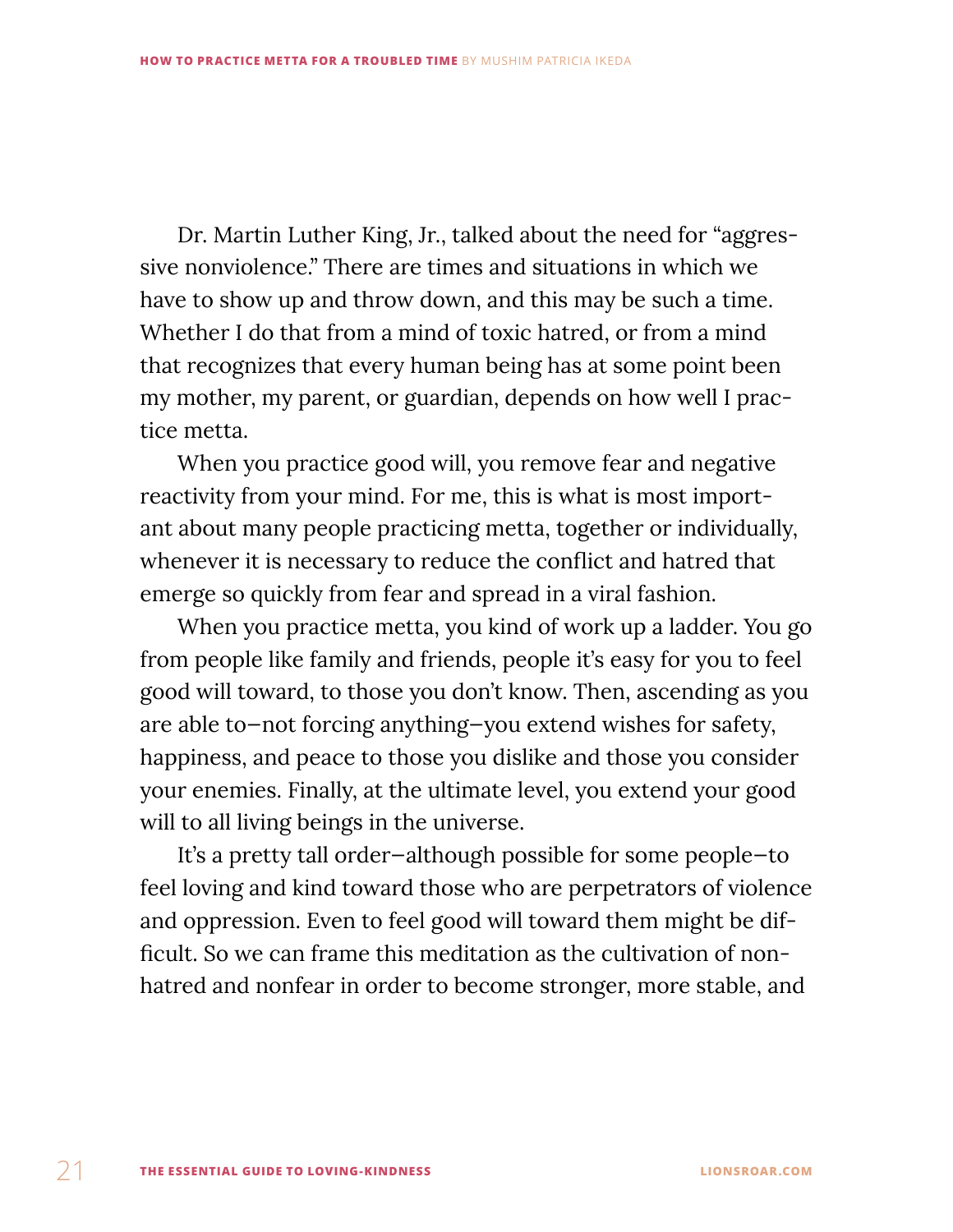Dr. Martin Luther King, Jr., talked about the need for "aggressive nonviolence." There are times and situations in which we have to show up and throw down, and this may be such a time. Whether I do that from a mind of toxic hatred, or from a mind that recognizes that every human being has at some point been my mother, my parent, or guardian, depends on how well I practice metta.

When you practice good will, you remove fear and negative reactivity from your mind. For me, this is what is most important about many people practicing metta, together or individually, whenever it is necessary to reduce the conflict and hatred that emerge so quickly from fear and spread in a viral fashion.

When you practice metta, you kind of work up a ladder. You go from people like family and friends, people it's easy for you to feel good will toward, to those you don't know. Then, ascending as you are able to—not forcing anything—you extend wishes for safety, happiness, and peace to those you dislike and those you consider your enemies. Finally, at the ultimate level, you extend your good will to all living beings in the universe.

It's a pretty tall order—although possible for some people—to feel loving and kind toward those who are perpetrators of violence and oppression. Even to feel good will toward them might be difficult. So we can frame this meditation as the cultivation of nonhatred and nonfear in order to become stronger, more stable, and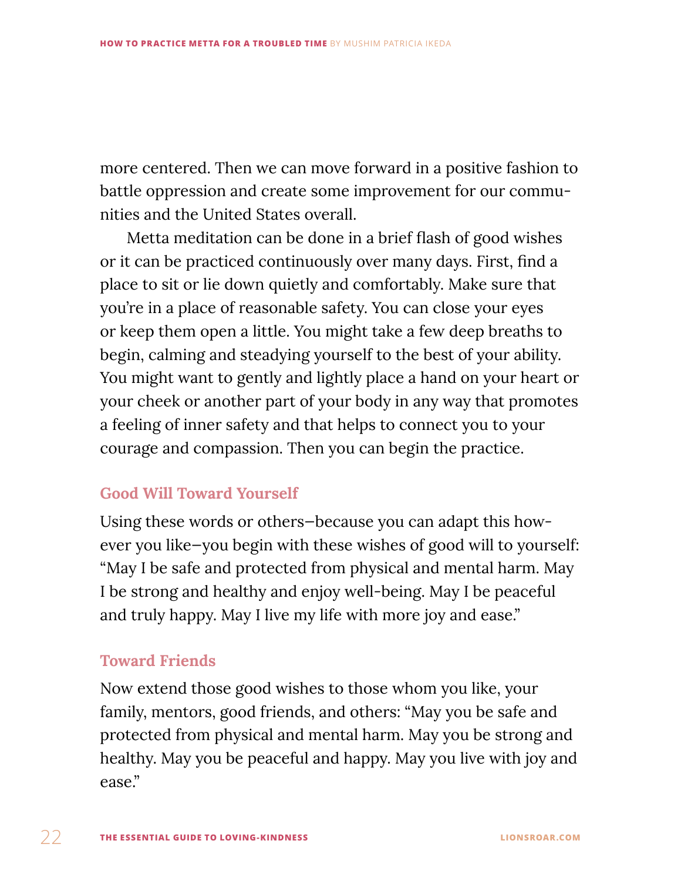more centered. Then we can move forward in a positive fashion to battle oppression and create some improvement for our communities and the United States overall.

Metta meditation can be done in a brief flash of good wishes or it can be practiced continuously over many days. First, find a place to sit or lie down quietly and comfortably. Make sure that you're in a place of reasonable safety. You can close your eyes or keep them open a little. You might take a few deep breaths to begin, calming and steadying yourself to the best of your ability. You might want to gently and lightly place a hand on your heart or your cheek or another part of your body in any way that promotes a feeling of inner safety and that helps to connect you to your courage and compassion. Then you can begin the practice.

### Good Will Toward Yourself

Using these words or others—because you can adapt this however you like—you begin with these wishes of good will to yourself: "May I be safe and protected from physical and mental harm. May I be strong and healthy and enjoy well-being. May I be peaceful and truly happy. May I live my life with more joy and ease."

### Toward Friends

Now extend those good wishes to those whom you like, your family, mentors, good friends, and others: "May you be safe and protected from physical and mental harm. May you be strong and healthy. May you be peaceful and happy. May you live with joy and ease."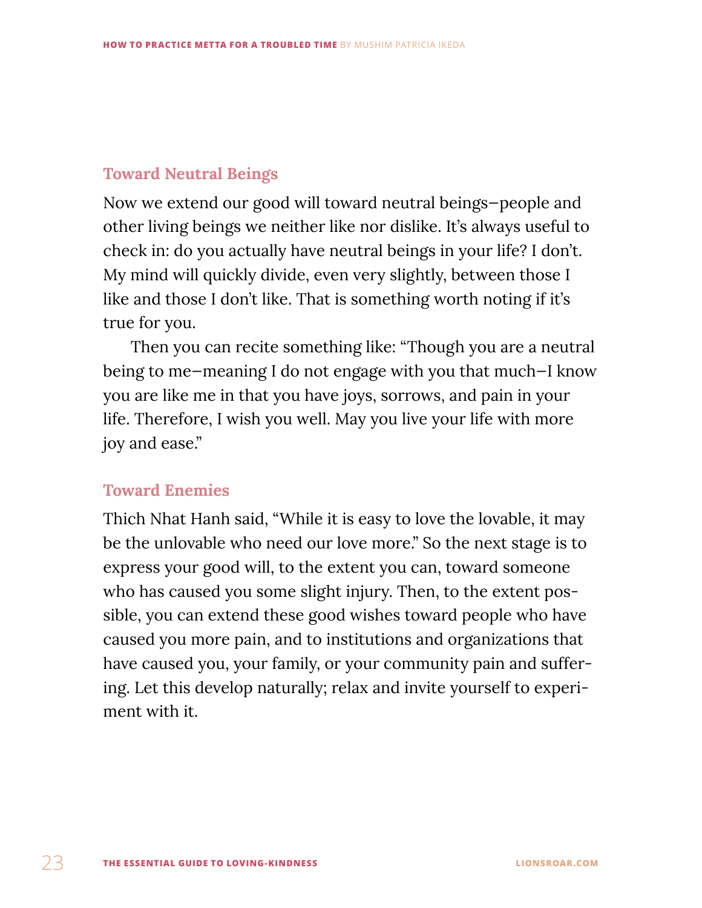### Toward Neutral Beings

Now we extend our good will toward neutral beings—people and other living beings we neither like nor dislike. It's always useful to check in: do you actually have neutral beings in your life? I don't. My mind will quickly divide, even very slightly, between those I like and those I don't like. That is something worth noting if it's true for you.

Then you can recite something like: "Though you are a neutral being to me—meaning I do not engage with you that much—I know you are like me in that you have joys, sorrows, and pain in your life. Therefore, I wish you well. May you live your life with more joy and ease."

### Toward Enemies

Thich Nhat Hanh said, "While it is easy to love the lovable, it may be the unlovable who need our love more." So the next stage is to express your good will, to the extent you can, toward someone who has caused you some slight injury. Then, to the extent possible, you can extend these good wishes toward people who have caused you more pain, and to institutions and organizations that have caused you, your family, or your community pain and suffering. Let this develop naturally; relax and invite yourself to experiment with it.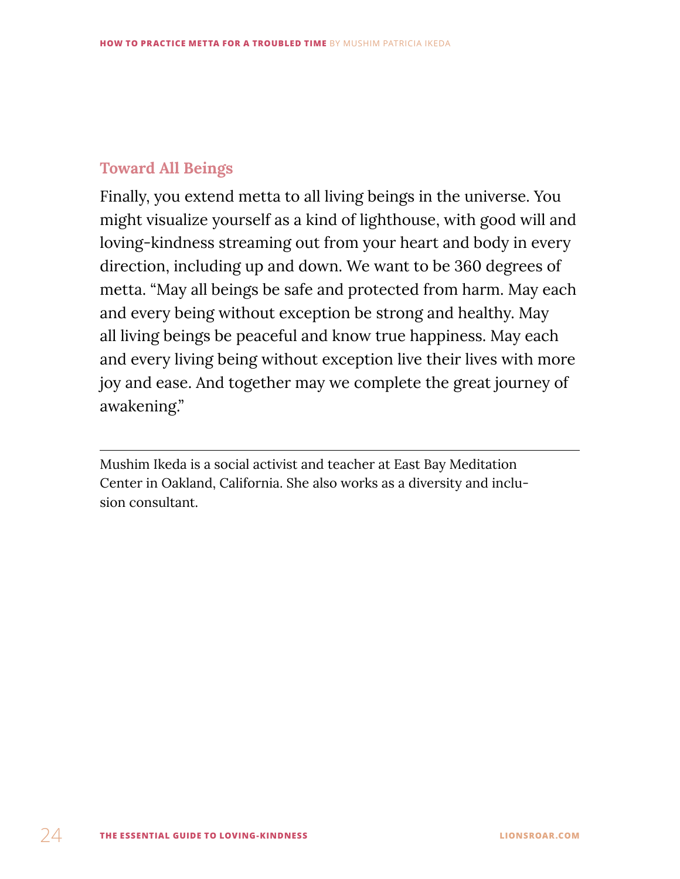### Toward All Beings

Finally, you extend metta to all living beings in the universe. You might visualize yourself as a kind of lighthouse, with good will and loving-kindness streaming out from your heart and body in every direction, including up and down. We want to be 360 degrees of metta. "May all beings be safe and protected from harm. May each and every being without exception be strong and healthy. May all living beings be peaceful and know true happiness. May each and every living being without exception live their lives with more joy and ease. And together may we complete the great journey of awakening."

---

Mushim Ikeda is a social activist and teacher at East Bay Meditation Center in Oakland, California. She also works as a diversity and inclusion consultant.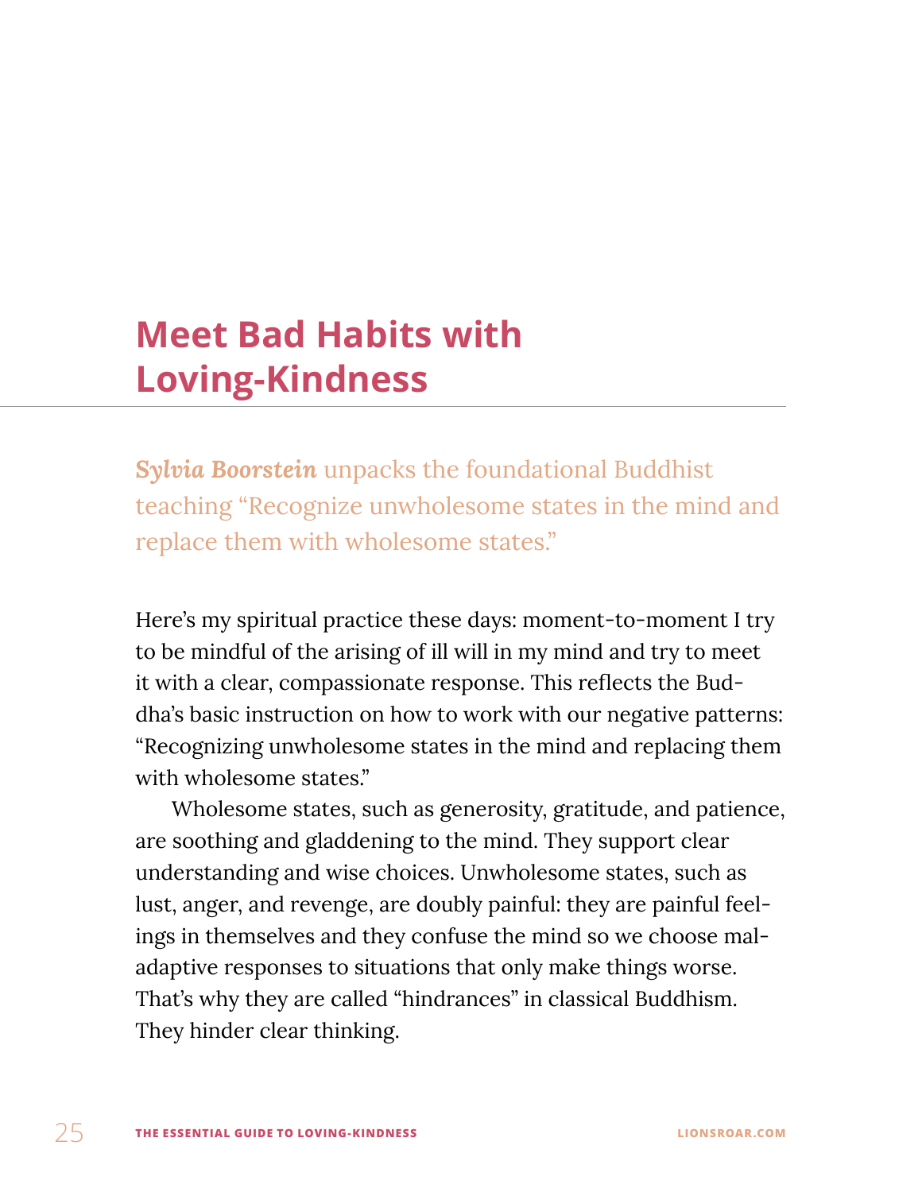# Meet Bad Habits with Loving-Kindness

***Sylvia Boorstein*** unpacks the foundational Buddhist teaching "Recognize unwholesome states in the mind and replace them with wholesome states."

Here's my spiritual practice these days: moment-to-moment I try to be mindful of the arising of ill will in my mind and try to meet it with a clear, compassionate response. This reflects the Buddha's basic instruction on how to work with our negative patterns: "Recognizing unwholesome states in the mind and replacing them with wholesome states."

Wholesome states, such as generosity, gratitude, and patience, are soothing and gladdening to the mind. They support clear understanding and wise choices. Unwholesome states, such as lust, anger, and revenge, are doubly painful: they are painful feelings in themselves and they confuse the mind so we choose maladaptive responses to situations that only make things worse. That's why they are called "hindrances" in classical Buddhism. They hinder clear thinking.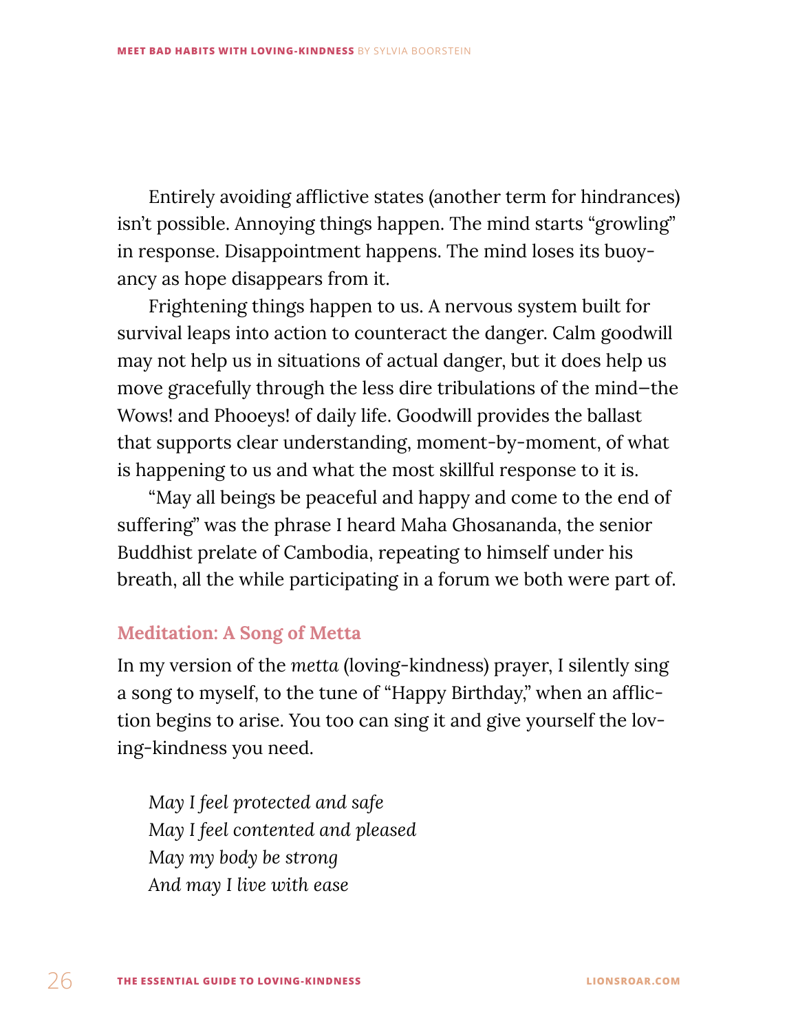Entirely avoiding afflictive states (another term for hindrances) isn't possible. Annoying things happen. The mind starts "growling" in response. Disappointment happens. The mind loses its buoyancy as hope disappears from it.

Frightening things happen to us. A nervous system built for survival leaps into action to counteract the danger. Calm goodwill may not help us in situations of actual danger, but it does help us move gracefully through the less dire tribulations of the mind—the Wows! and Phooeys! of daily life. Goodwill provides the ballast that supports clear understanding, moment-by-moment, of what is happening to us and what the most skillful response to it is.

"May all beings be peaceful and happy and come to the end of suffering" was the phrase I heard Maha Ghosananda, the senior Buddhist prelate of Cambodia, repeating to himself under his breath, all the while participating in a forum we both were part of.

### Meditation: A Song of Metta

In my version of the *metta* (loving-kindness) prayer, I silently sing a song to myself, to the tune of "Happy Birthday," when an affliction begins to arise. You too can sing it and give yourself the loving-kindness you need.

*May I feel protected and safe*
*May I feel contented and pleased*
*May my body be strong*
*And may I live with ease*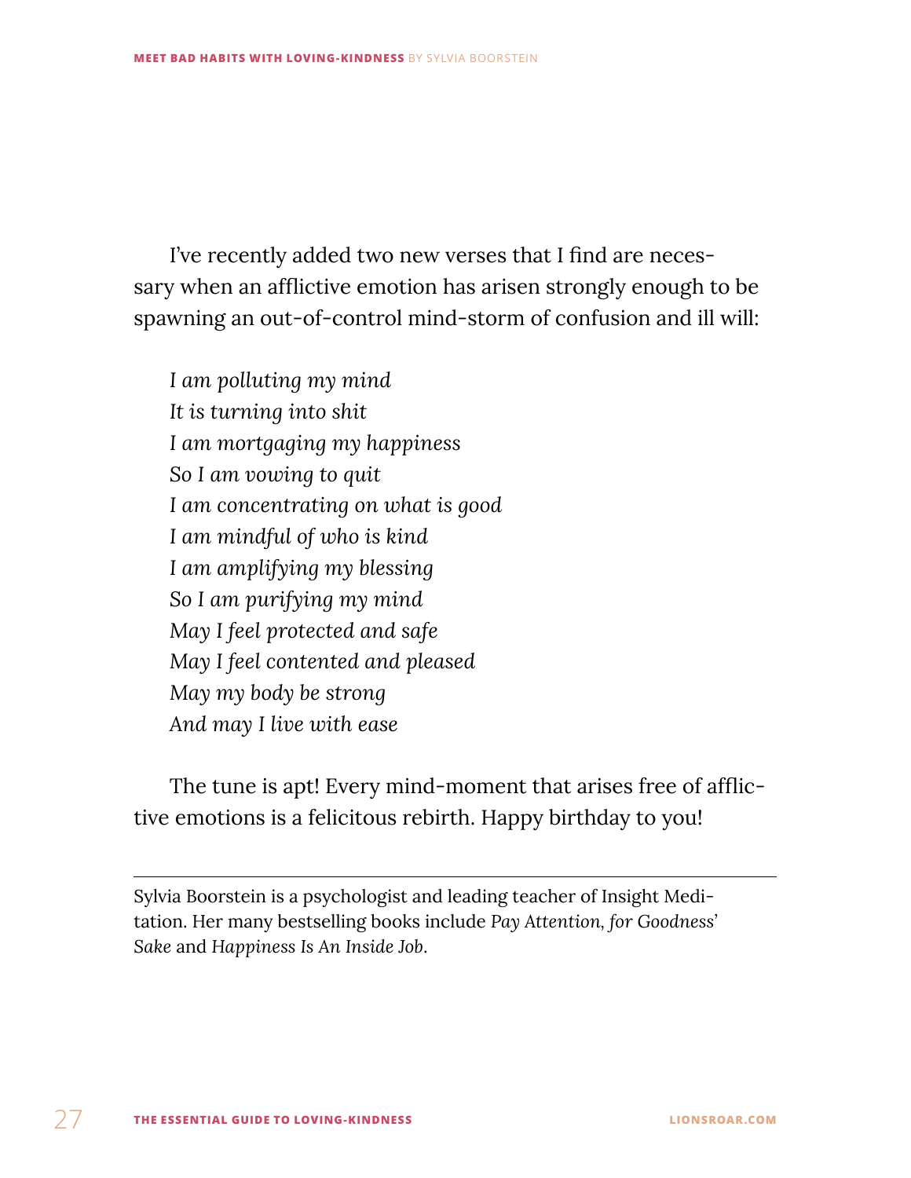I've recently added two new verses that I find are necessary when an afflictive emotion has arisen strongly enough to be spawning an out-of-control mind-storm of confusion and ill will:

*I am polluting my mind*  
*It is turning into shit*  
*I am mortgaging my happiness*  
*So I am vowing to quit*  
*I am concentrating on what is good*  
*I am mindful of who is kind*  
*I am amplifying my blessing*  
*So I am purifying my mind*  
*May I feel protected and safe*  
*May I feel contented and pleased*  
*May my body be strong*  
*And may I live with ease*

The tune is apt! Every mind-moment that arises free of afflictive emotions is a felicitous rebirth. Happy birthday to you!

---

Sylvia Boorstein is a psychologist and leading teacher of Insight Meditation. Her many bestselling books include *Pay Attention, for Goodness' Sake* and *Happiness Is An Inside Job*.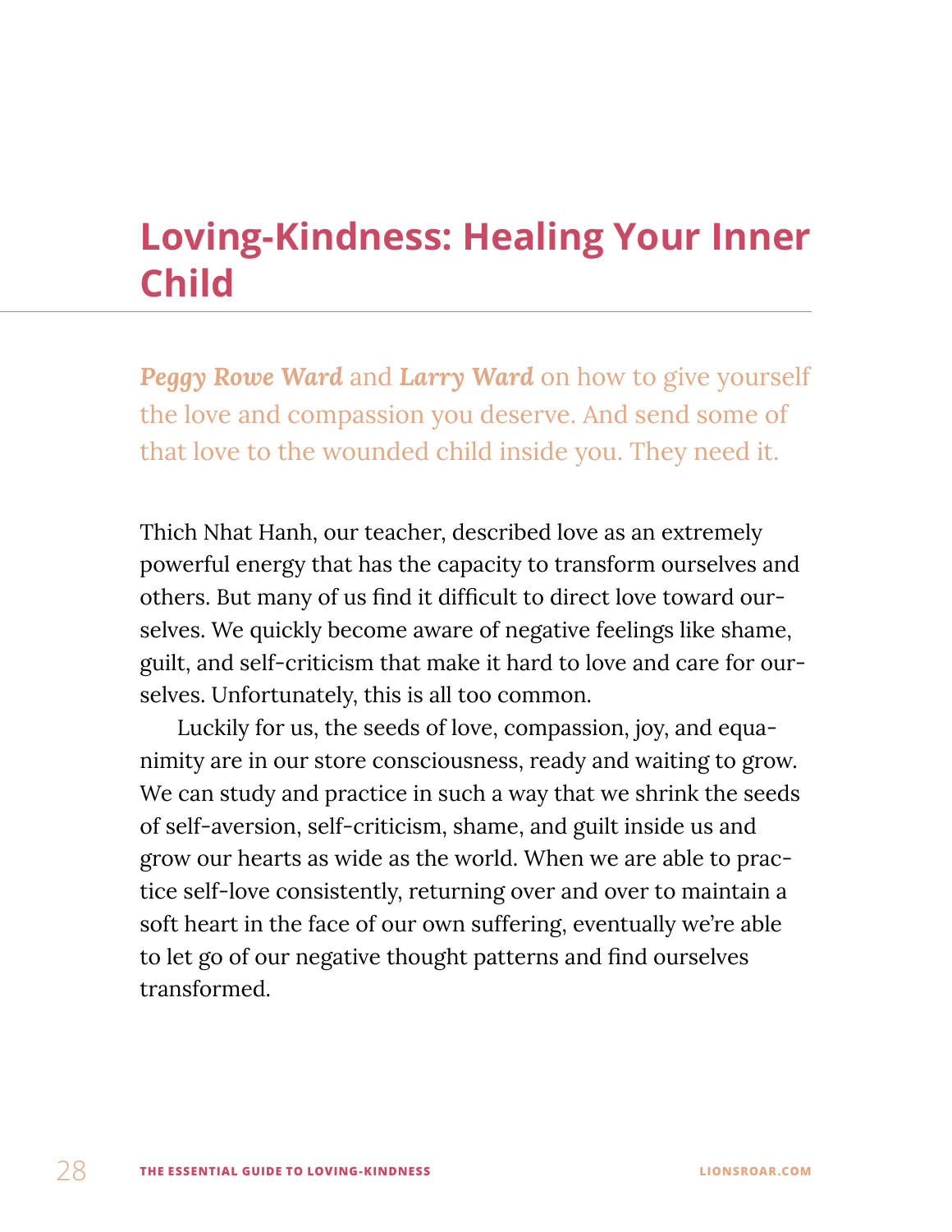# Loving-Kindness: Healing Your Inner Child

***Peggy Rowe Ward*** and ***Larry Ward*** on how to give yourself the love and compassion you deserve. And send some of that love to the wounded child inside you. They need it.

Thich Nhat Hanh, our teacher, described love as an extremely powerful energy that has the capacity to transform ourselves and others. But many of us find it difficult to direct love toward ourselves. We quickly become aware of negative feelings like shame, guilt, and self-criticism that make it hard to love and care for ourselves. Unfortunately, this is all too common.

Luckily for us, the seeds of love, compassion, joy, and equanimity are in our store consciousness, ready and waiting to grow. We can study and practice in such a way that we shrink the seeds of self-aversion, self-criticism, shame, and guilt inside us and grow our hearts as wide as the world. When we are able to practice self-love consistently, returning over and over to maintain a soft heart in the face of our own suffering, eventually we're able to let go of our negative thought patterns and find ourselves transformed.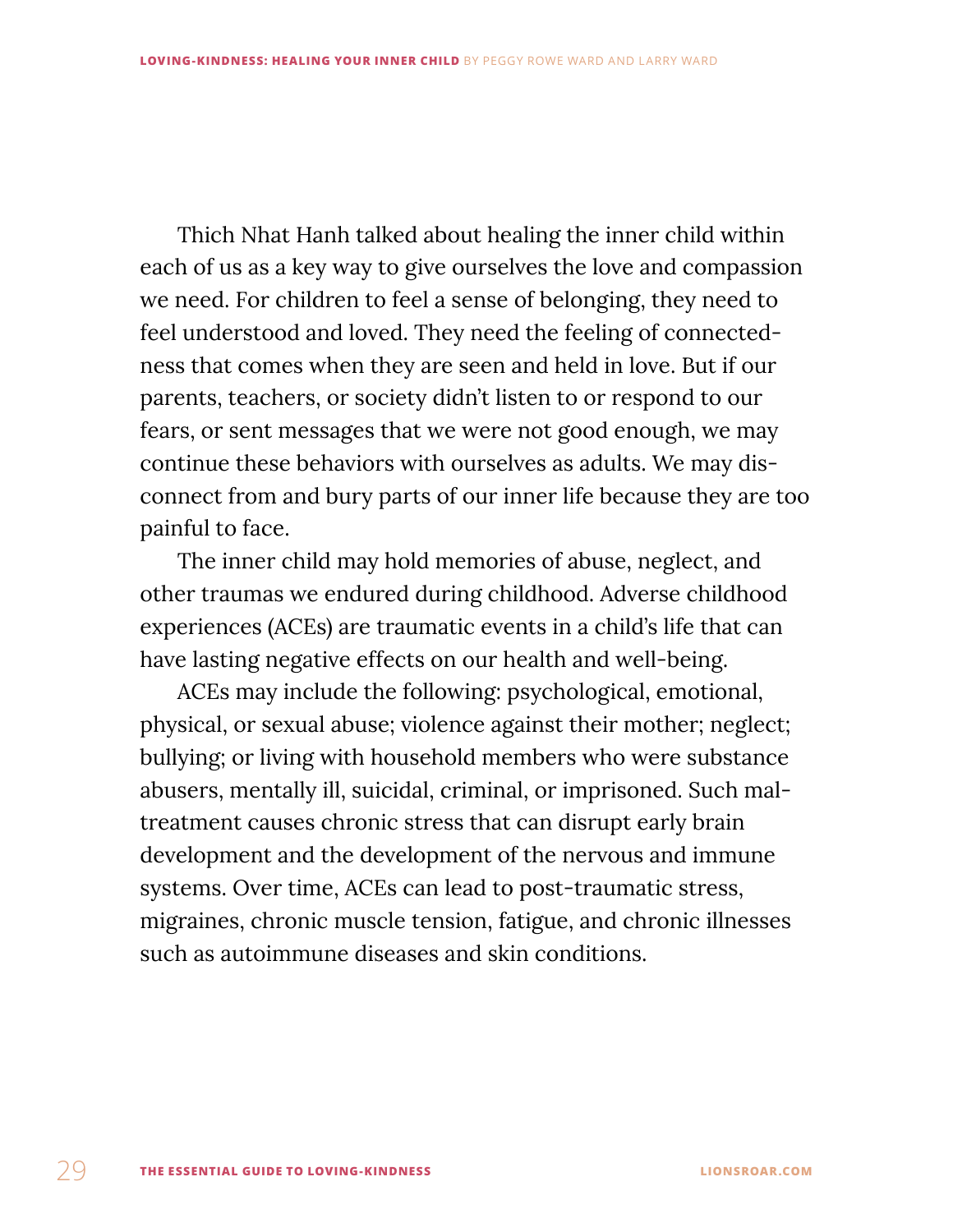Thich Nhat Hanh talked about healing the inner child within each of us as a key way to give ourselves the love and compassion we need. For children to feel a sense of belonging, they need to feel understood and loved. They need the feeling of connectedness that comes when they are seen and held in love. But if our parents, teachers, or society didn't listen to or respond to our fears, or sent messages that we were not good enough, we may continue these behaviors with ourselves as adults. We may disconnect from and bury parts of our inner life because they are too painful to face.

The inner child may hold memories of abuse, neglect, and other traumas we endured during childhood. Adverse childhood experiences (ACEs) are traumatic events in a child's life that can have lasting negative effects on our health and well-being.

ACEs may include the following: psychological, emotional, physical, or sexual abuse; violence against their mother; neglect; bullying; or living with household members who were substance abusers, mentally ill, suicidal, criminal, or imprisoned. Such maltreatment causes chronic stress that can disrupt early brain development and the development of the nervous and immune systems. Over time, ACEs can lead to post-traumatic stress, migraines, chronic muscle tension, fatigue, and chronic illnesses such as autoimmune diseases and skin conditions.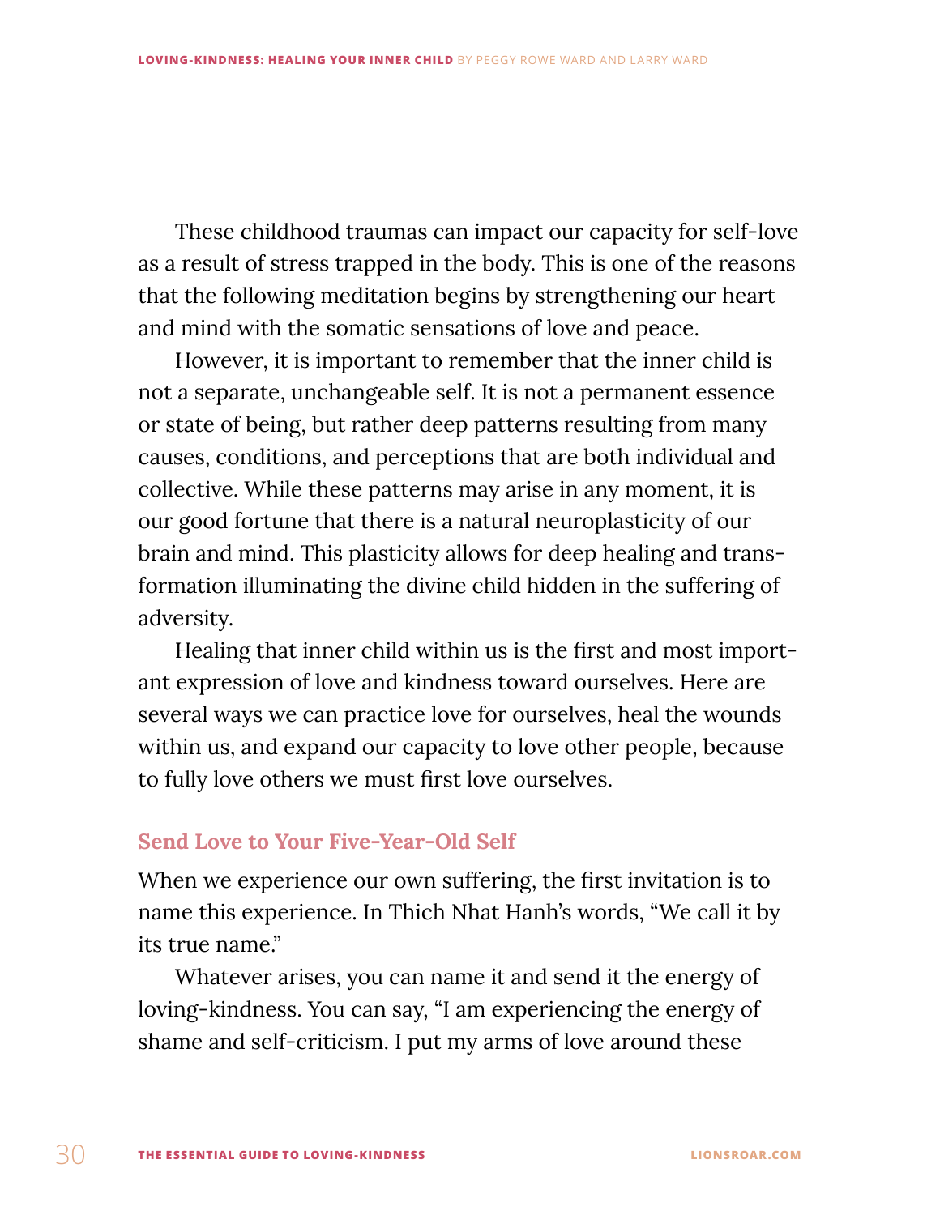These childhood traumas can impact our capacity for self-love as a result of stress trapped in the body. This is one of the reasons that the following meditation begins by strengthening our heart and mind with the somatic sensations of love and peace.

However, it is important to remember that the inner child is not a separate, unchangeable self. It is not a permanent essence or state of being, but rather deep patterns resulting from many causes, conditions, and perceptions that are both individual and collective. While these patterns may arise in any moment, it is our good fortune that there is a natural neuroplasticity of our brain and mind. This plasticity allows for deep healing and transformation illuminating the divine child hidden in the suffering of adversity.

Healing that inner child within us is the first and most important expression of love and kindness toward ourselves. Here are several ways we can practice love for ourselves, heal the wounds within us, and expand our capacity to love other people, because to fully love others we must first love ourselves.

### Send Love to Your Five-Year-Old Self

When we experience our own suffering, the first invitation is to name this experience. In Thich Nhat Hanh's words, "We call it by its true name."

Whatever arises, you can name it and send it the energy of loving-kindness. You can say, "I am experiencing the energy of shame and self-criticism. I put my arms of love around these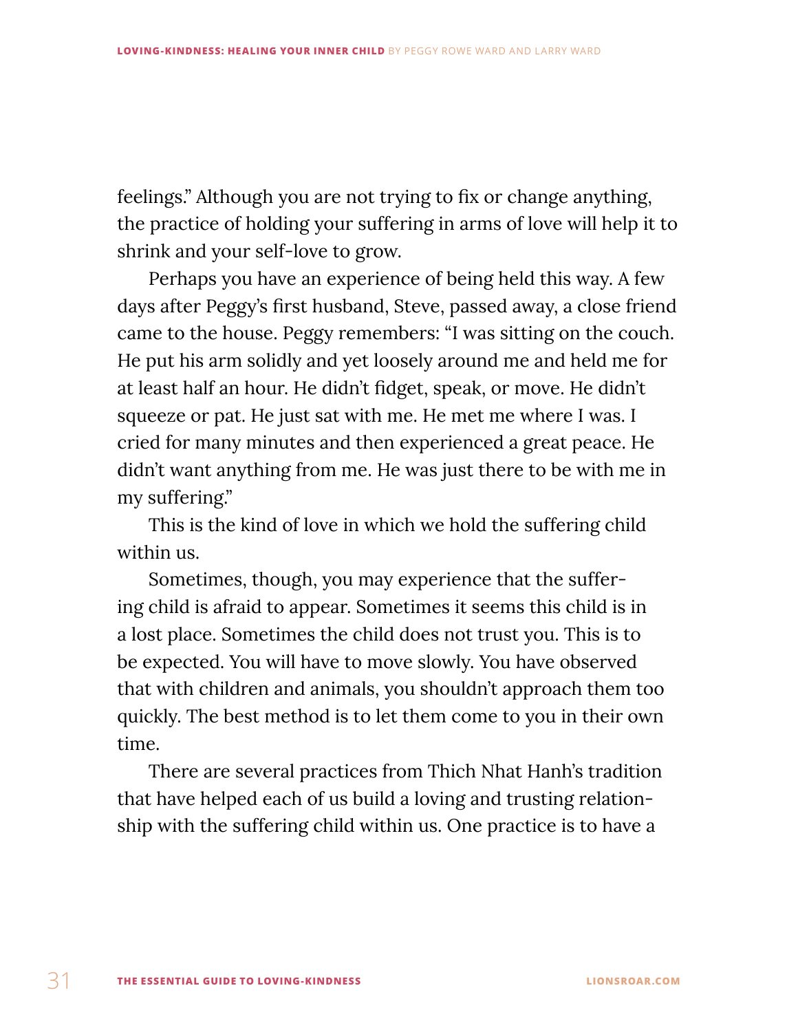feelings." Although you are not trying to fix or change anything, the practice of holding your suffering in arms of love will help it to shrink and your self-love to grow.

Perhaps you have an experience of being held this way. A few days after Peggy's first husband, Steve, passed away, a close friend came to the house. Peggy remembers: "I was sitting on the couch. He put his arm solidly and yet loosely around me and held me for at least half an hour. He didn't fidget, speak, or move. He didn't squeeze or pat. He just sat with me. He met me where I was. I cried for many minutes and then experienced a great peace. He didn't want anything from me. He was just there to be with me in my suffering."

This is the kind of love in which we hold the suffering child within us.

Sometimes, though, you may experience that the suffering child is afraid to appear. Sometimes it seems this child is in a lost place. Sometimes the child does not trust you. This is to be expected. You will have to move slowly. You have observed that with children and animals, you shouldn't approach them too quickly. The best method is to let them come to you in their own time.

There are several practices from Thich Nhat Hanh's tradition that have helped each of us build a loving and trusting relationship with the suffering child within us. One practice is to have a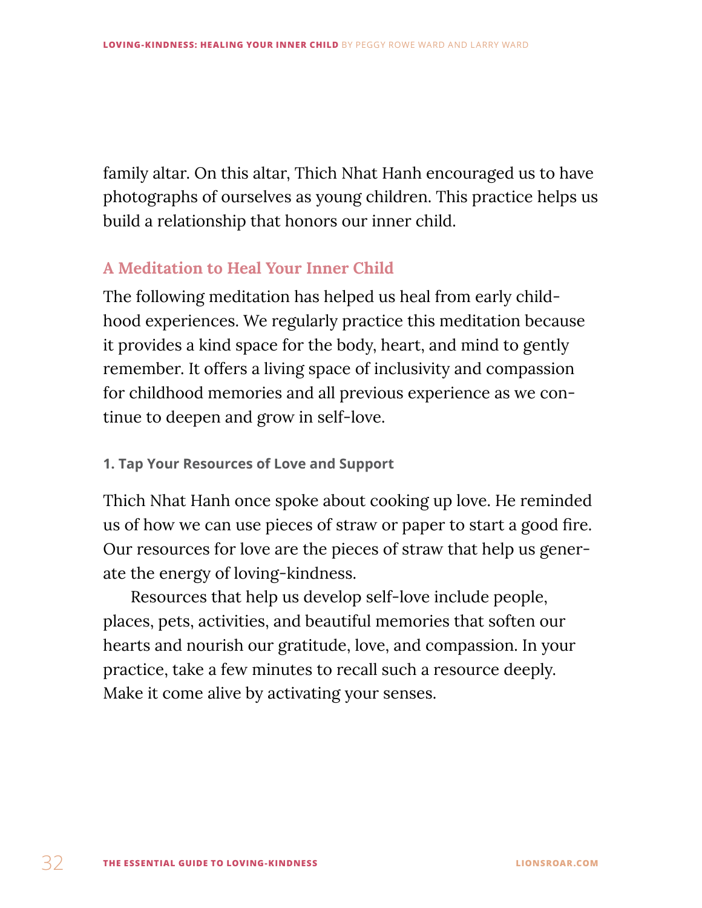family altar. On this altar, Thich Nhat Hanh encouraged us to have photographs of ourselves as young children. This practice helps us build a relationship that honors our inner child.

## A Meditation to Heal Your Inner Child

The following meditation has helped us heal from early childhood experiences. We regularly practice this meditation because it provides a kind space for the body, heart, and mind to gently remember. It offers a living space of inclusivity and compassion for childhood memories and all previous experience as we continue to deepen and grow in self-love.

### 1. Tap Your Resources of Love and Support

Thich Nhat Hanh once spoke about cooking up love. He reminded us of how we can use pieces of straw or paper to start a good fire. Our resources for love are the pieces of straw that help us generate the energy of loving-kindness.

Resources that help us develop self-love include people, places, pets, activities, and beautiful memories that soften our hearts and nourish our gratitude, love, and compassion. In your practice, take a few minutes to recall such a resource deeply. Make it come alive by activating your senses.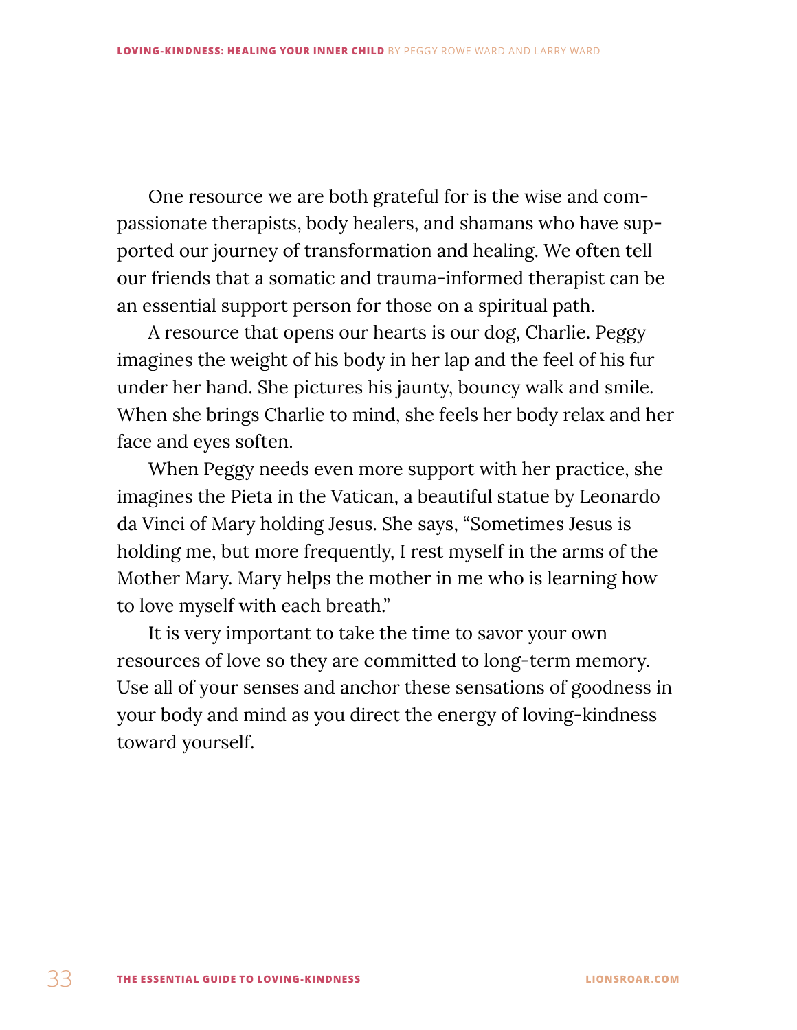One resource we are both grateful for is the wise and compassionate therapists, body healers, and shamans who have supported our journey of transformation and healing. We often tell our friends that a somatic and trauma-informed therapist can be an essential support person for those on a spiritual path.

A resource that opens our hearts is our dog, Charlie. Peggy imagines the weight of his body in her lap and the feel of his fur under her hand. She pictures his jaunty, bouncy walk and smile. When she brings Charlie to mind, she feels her body relax and her face and eyes soften.

When Peggy needs even more support with her practice, she imagines the Pieta in the Vatican, a beautiful statue by Leonardo da Vinci of Mary holding Jesus. She says, “Sometimes Jesus is holding me, but more frequently, I rest myself in the arms of the Mother Mary. Mary helps the mother in me who is learning how to love myself with each breath.”

It is very important to take the time to savor your own resources of love so they are committed to long-term memory. Use all of your senses and anchor these sensations of goodness in your body and mind as you direct the energy of loving-kindness toward yourself.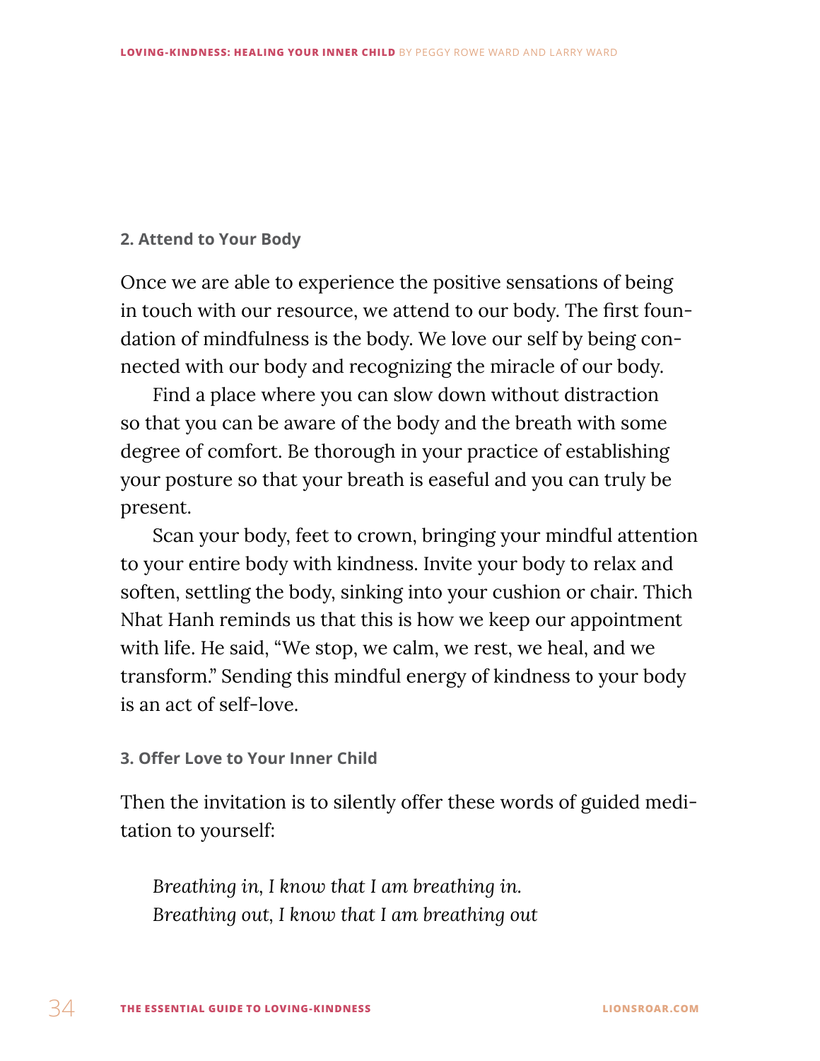### 2. Attend to Your Body

Once we are able to experience the positive sensations of being in touch with our resource, we attend to our body. The first foundation of mindfulness is the body. We love our self by being connected with our body and recognizing the miracle of our body.

Find a place where you can slow down without distraction so that you can be aware of the body and the breath with some degree of comfort. Be thorough in your practice of establishing your posture so that your breath is easeful and you can truly be present.

Scan your body, feet to crown, bringing your mindful attention to your entire body with kindness. Invite your body to relax and soften, settling the body, sinking into your cushion or chair. Thich Nhat Hanh reminds us that this is how we keep our appointment with life. He said, "We stop, we calm, we rest, we heal, and we transform." Sending this mindful energy of kindness to your body is an act of self-love.

### 3. Offer Love to Your Inner Child

Then the invitation is to silently offer these words of guided meditation to yourself:

*Breathing in, I know that I am breathing in.*
*Breathing out, I know that I am breathing out*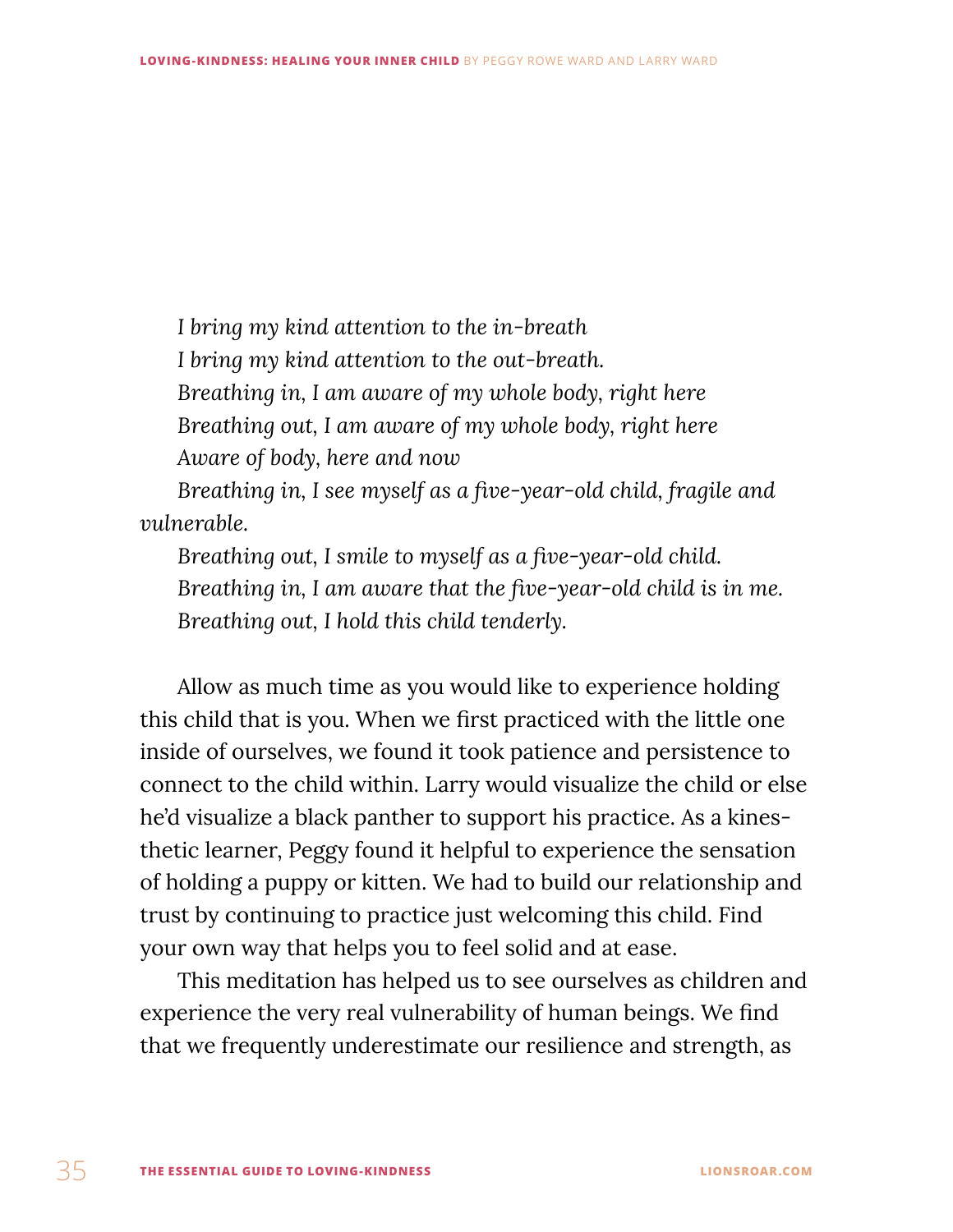*I bring my kind attention to the in-breath*
*I bring my kind attention to the out-breath.*
*Breathing in, I am aware of my whole body, right here*
*Breathing out, I am aware of my whole body, right here*
*Aware of body, here and now*
*Breathing in, I see myself as a five-year-old child, fragile and vulnerable.*
*Breathing out, I smile to myself as a five-year-old child.*
*Breathing in, I am aware that the five-year-old child is in me.*
*Breathing out, I hold this child tenderly.*

Allow as much time as you would like to experience holding this child that is you. When we first practiced with the little one inside of ourselves, we found it took patience and persistence to connect to the child within. Larry would visualize the child or else he'd visualize a black panther to support his practice. As a kinesthetic learner, Peggy found it helpful to experience the sensation of holding a puppy or kitten. We had to build our relationship and trust by continuing to practice just welcoming this child. Find your own way that helps you to feel solid and at ease.

This meditation has helped us to see ourselves as children and experience the very real vulnerability of human beings. We find that we frequently underestimate our resilience and strength, as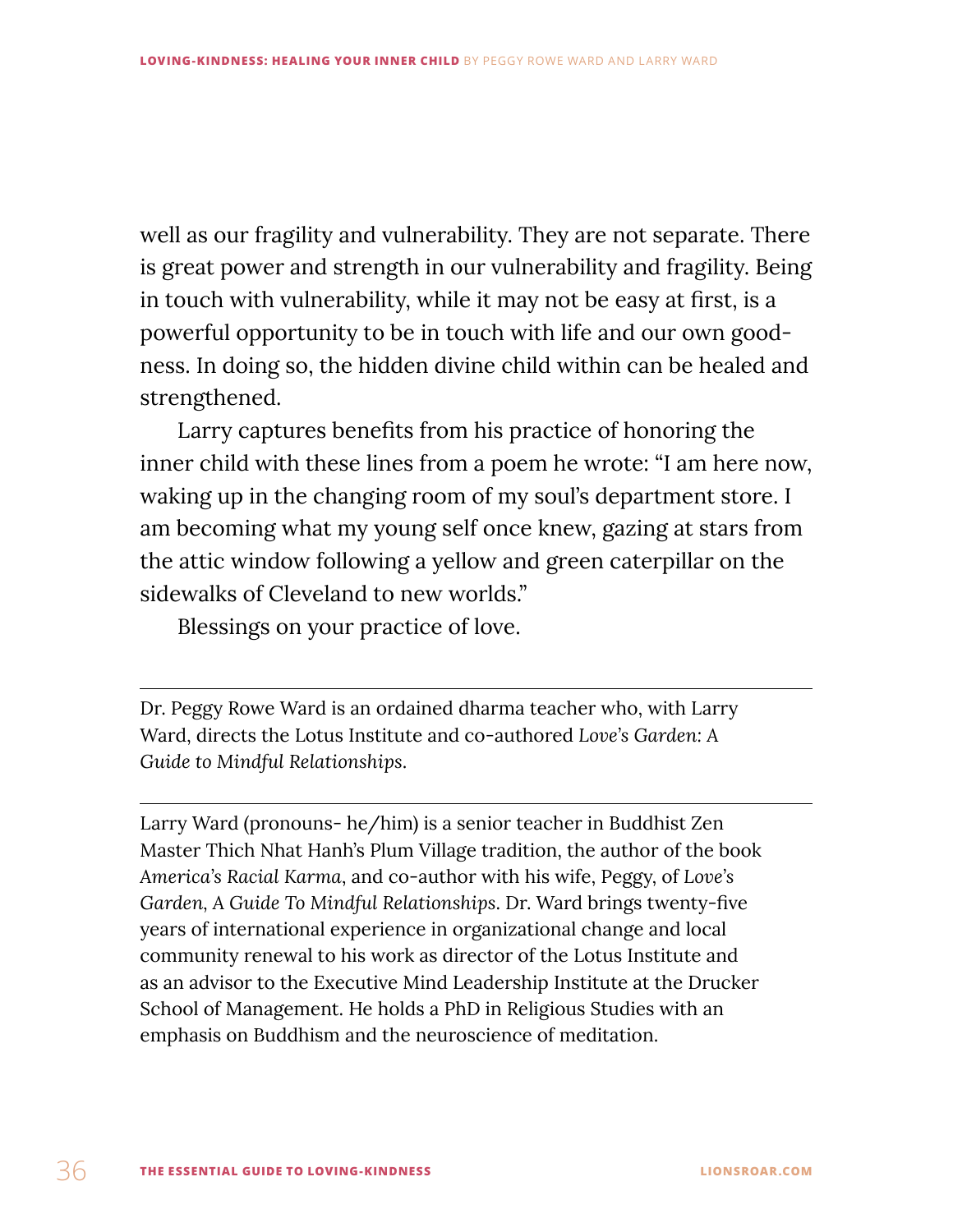well as our fragility and vulnerability. They are not separate. There is great power and strength in our vulnerability and fragility. Being in touch with vulnerability, while it may not be easy at first, is a powerful opportunity to be in touch with life and our own goodness. In doing so, the hidden divine child within can be healed and strengthened.

Larry captures benefits from his practice of honoring the inner child with these lines from a poem he wrote: "I am here now, waking up in the changing room of my soul's department store. I am becoming what my young self once knew, gazing at stars from the attic window following a yellow and green caterpillar on the sidewalks of Cleveland to new worlds."

Blessings on your practice of love.

---

Dr. Peggy Rowe Ward is an ordained dharma teacher who, with Larry Ward, directs the Lotus Institute and co-authored *Love's Garden: A Guide to Mindful Relationships*.

---

Larry Ward (pronouns- he/him) is a senior teacher in Buddhist Zen Master Thich Nhat Hanh's Plum Village tradition, the author of the book *America's Racial Karma*, and co-author with his wife, Peggy, of *Love's Garden, A Guide To Mindful Relationships*. Dr. Ward brings twenty-five years of international experience in organizational change and local community renewal to his work as director of the Lotus Institute and as an advisor to the Executive Mind Leadership Institute at the Drucker School of Management. He holds a PhD in Religious Studies with an emphasis on Buddhism and the neuroscience of meditation.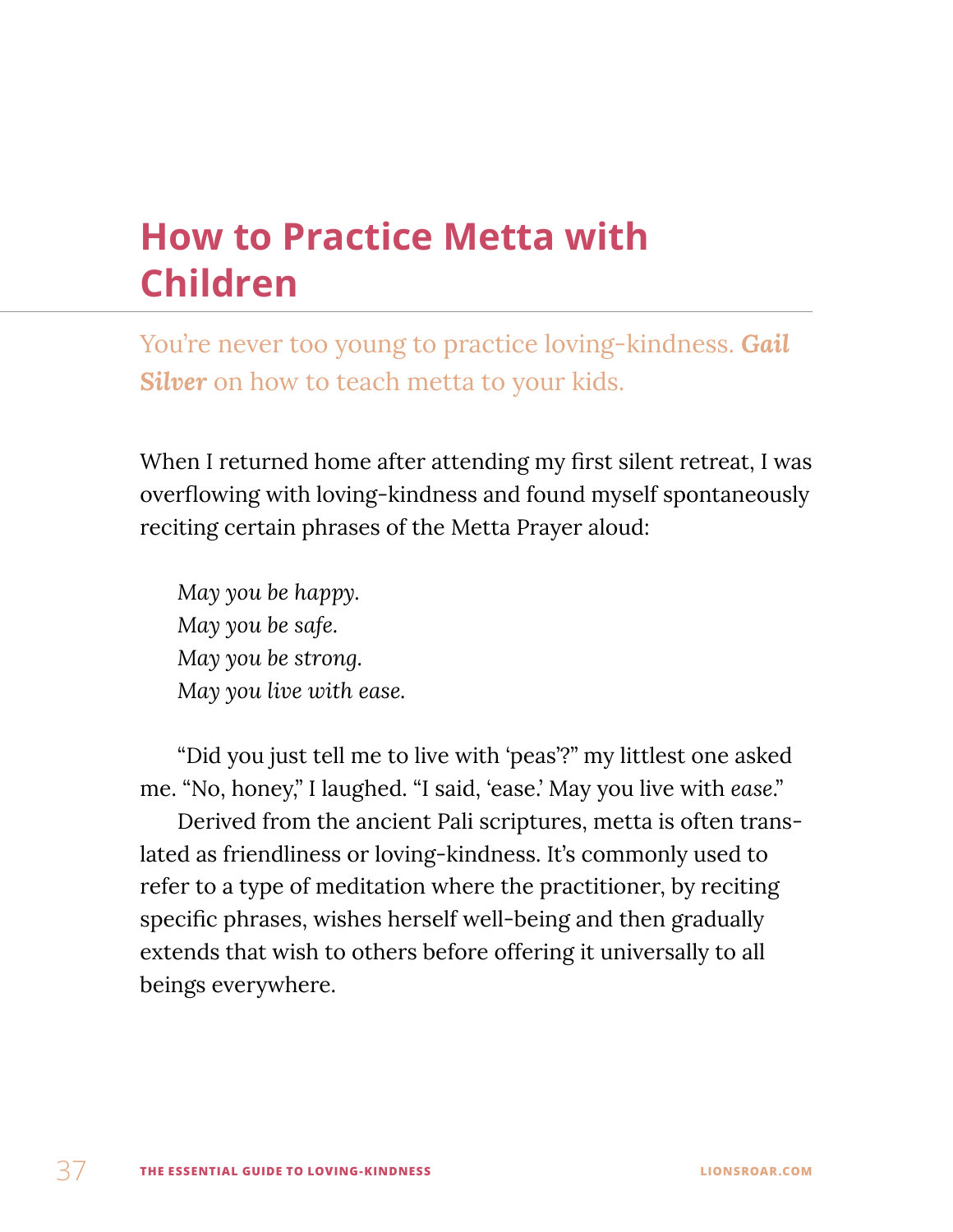# How to Practice Metta with Children

You're never too young to practice loving-kindness. ***Gail Silver*** on how to teach metta to your kids.

When I returned home after attending my first silent retreat, I was overflowing with loving-kindness and found myself spontaneously reciting certain phrases of the Metta Prayer aloud:

*May you be happy.*
*May you be safe.*
*May you be strong.*
*May you live with ease.*

"Did you just tell me to live with 'peas'?" my littlest one asked me. "No, honey," I laughed. "I said, 'ease.' May you live with *ease*."

Derived from the ancient Pali scriptures, metta is often translated as friendliness or loving-kindness. It's commonly used to refer to a type of meditation where the practitioner, by reciting specific phrases, wishes herself well-being and then gradually extends that wish to others before offering it universally to all beings everywhere.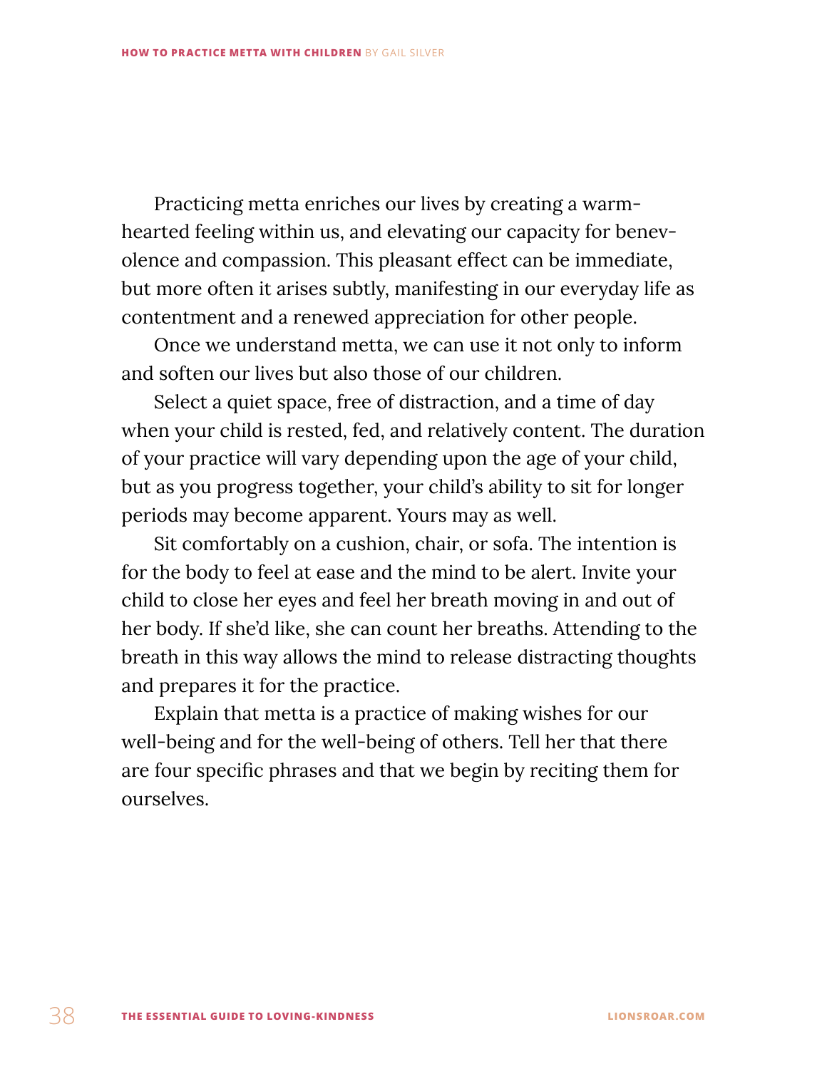Practicing metta enriches our lives by creating a warm-hearted feeling within us, and elevating our capacity for benevolence and compassion. This pleasant effect can be immediate, but more often it arises subtly, manifesting in our everyday life as contentment and a renewed appreciation for other people.

Once we understand metta, we can use it not only to inform and soften our lives but also those of our children.

Select a quiet space, free of distraction, and a time of day when your child is rested, fed, and relatively content. The duration of your practice will vary depending upon the age of your child, but as you progress together, your child's ability to sit for longer periods may become apparent. Yours may as well.

Sit comfortably on a cushion, chair, or sofa. The intention is for the body to feel at ease and the mind to be alert. Invite your child to close her eyes and feel her breath moving in and out of her body. If she'd like, she can count her breaths. Attending to the breath in this way allows the mind to release distracting thoughts and prepares it for the practice.

Explain that metta is a practice of making wishes for our well-being and for the well-being of others. Tell her that there are four specific phrases and that we begin by reciting them for ourselves.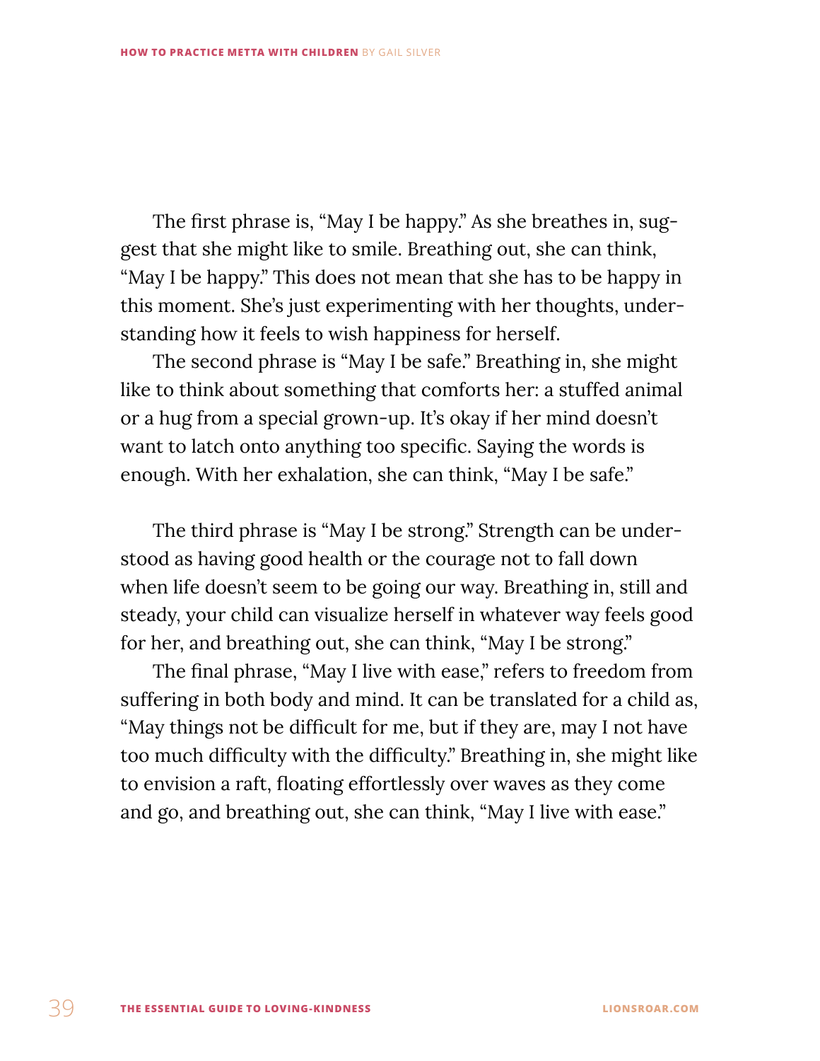The first phrase is, "May I be happy." As she breathes in, suggest that she might like to smile. Breathing out, she can think, "May I be happy." This does not mean that she has to be happy in this moment. She's just experimenting with her thoughts, understanding how it feels to wish happiness for herself.

The second phrase is "May I be safe." Breathing in, she might like to think about something that comforts her: a stuffed animal or a hug from a special grown-up. It's okay if her mind doesn't want to latch onto anything too specific. Saying the words is enough. With her exhalation, she can think, "May I be safe."

The third phrase is "May I be strong." Strength can be understood as having good health or the courage not to fall down when life doesn't seem to be going our way. Breathing in, still and steady, your child can visualize herself in whatever way feels good for her, and breathing out, she can think, "May I be strong."

The final phrase, "May I live with ease," refers to freedom from suffering in both body and mind. It can be translated for a child as, "May things not be difficult for me, but if they are, may I not have too much difficulty with the difficulty." Breathing in, she might like to envision a raft, floating effortlessly over waves as they come and go, and breathing out, she can think, "May I live with ease."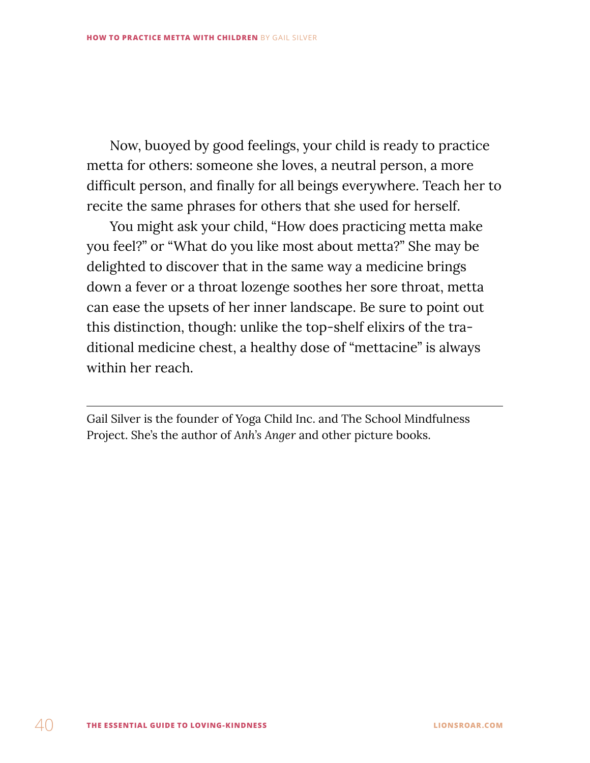Now, buoyed by good feelings, your child is ready to practice metta for others: someone she loves, a neutral person, a more difficult person, and finally for all beings everywhere. Teach her to recite the same phrases for others that she used for herself.

You might ask your child, "How does practicing metta make you feel?" or "What do you like most about metta?" She may be delighted to discover that in the same way a medicine brings down a fever or a throat lozenge soothes her sore throat, metta can ease the upsets of her inner landscape. Be sure to point out this distinction, though: unlike the top-shelf elixirs of the traditional medicine chest, a healthy dose of "mettacine" is always within her reach.

---

Gail Silver is the founder of Yoga Child Inc. and The School Mindfulness Project. She's the author of *Anh's Anger* and other picture books.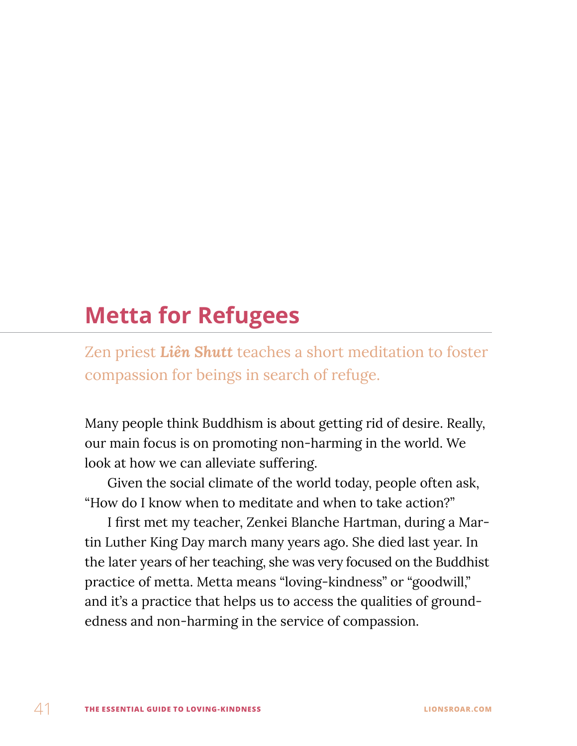# Metta for Refugees

Zen priest ***Liên Shutt*** teaches a short meditation to foster compassion for beings in search of refuge.

Many people think Buddhism is about getting rid of desire. Really, our main focus is on promoting non-harming in the world. We look at how we can alleviate suffering.

Given the social climate of the world today, people often ask, "How do I know when to meditate and when to take action?"

I first met my teacher, Zenkei Blanche Hartman, during a Martin Luther King Day march many years ago. She died last year. In the later years of her teaching, she was very focused on the Buddhist practice of metta. Metta means "loving-kindness" or "goodwill," and it's a practice that helps us to access the qualities of groundedness and non-harming in the service of compassion.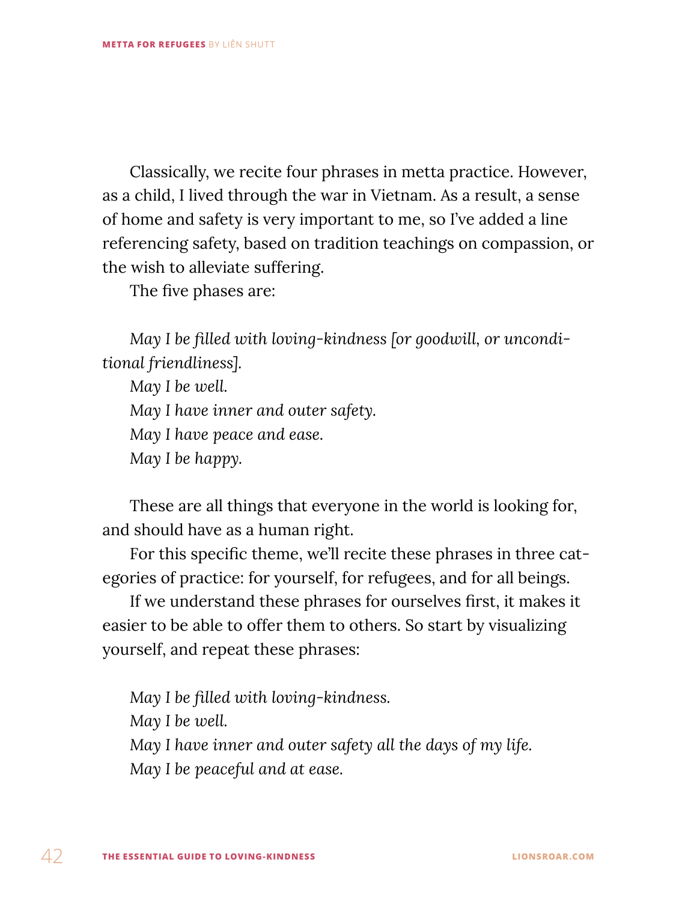Classically, we recite four phrases in metta practice. However, as a child, I lived through the war in Vietnam. As a result, a sense of home and safety is very important to me, so I've added a line referencing safety, based on tradition teachings on compassion, or the wish to alleviate suffering.

The five phases are:

*May I be filled with loving-kindness [or goodwill, or unconditional friendliness].*
*May I be well.*
*May I have inner and outer safety.*
*May I have peace and ease.*
*May I be happy.*

These are all things that everyone in the world is looking for, and should have as a human right.

For this specific theme, we'll recite these phrases in three categories of practice: for yourself, for refugees, and for all beings.

If we understand these phrases for ourselves first, it makes it easier to be able to offer them to others. So start by visualizing yourself, and repeat these phrases:

*May I be filled with loving-kindness.*
*May I be well.*
*May I have inner and outer safety all the days of my life.*
*May I be peaceful and at ease.*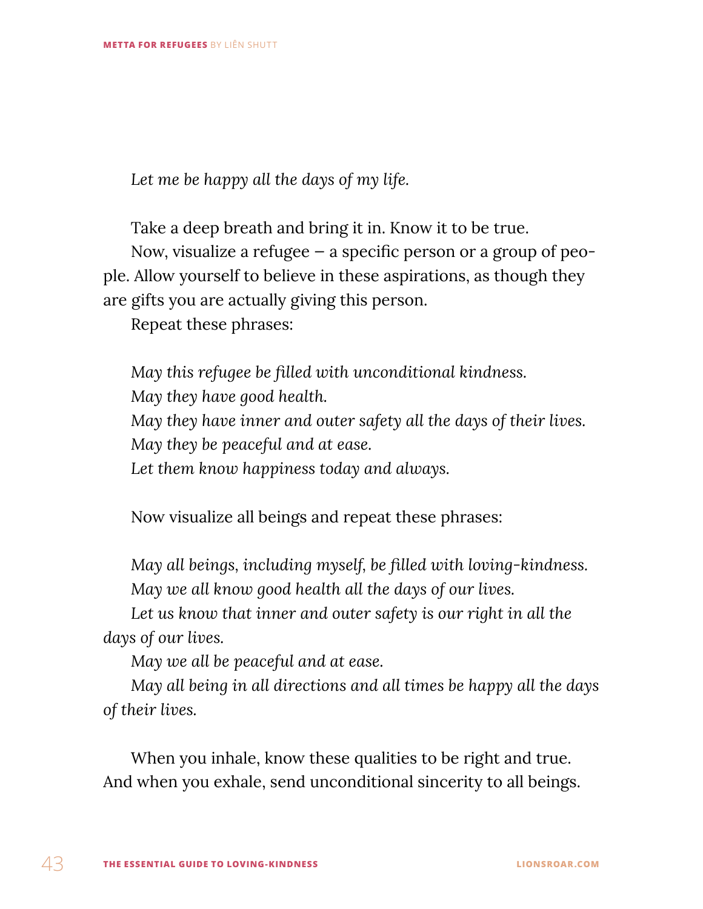*Let me be happy all the days of my life.*

Take a deep breath and bring it in. Know it to be true.

Now, visualize a refugee — a specific person or a group of people. Allow yourself to believe in these aspirations, as though they are gifts you are actually giving this person.

Repeat these phrases:

*May this refugee be filled with unconditional kindness.*
*May they have good health.*
*May they have inner and outer safety all the days of their lives.*
*May they be peaceful and at ease.*
*Let them know happiness today and always.*

Now visualize all beings and repeat these phrases:

*May all beings, including myself, be filled with loving-kindness.*
*May we all know good health all the days of our lives.*
*Let us know that inner and outer safety is our right in all the days of our lives.*
*May we all be peaceful and at ease.*
*May all being in all directions and all times be happy all the days of their lives.*

When you inhale, know these qualities to be right and true. And when you exhale, send unconditional sincerity to all beings.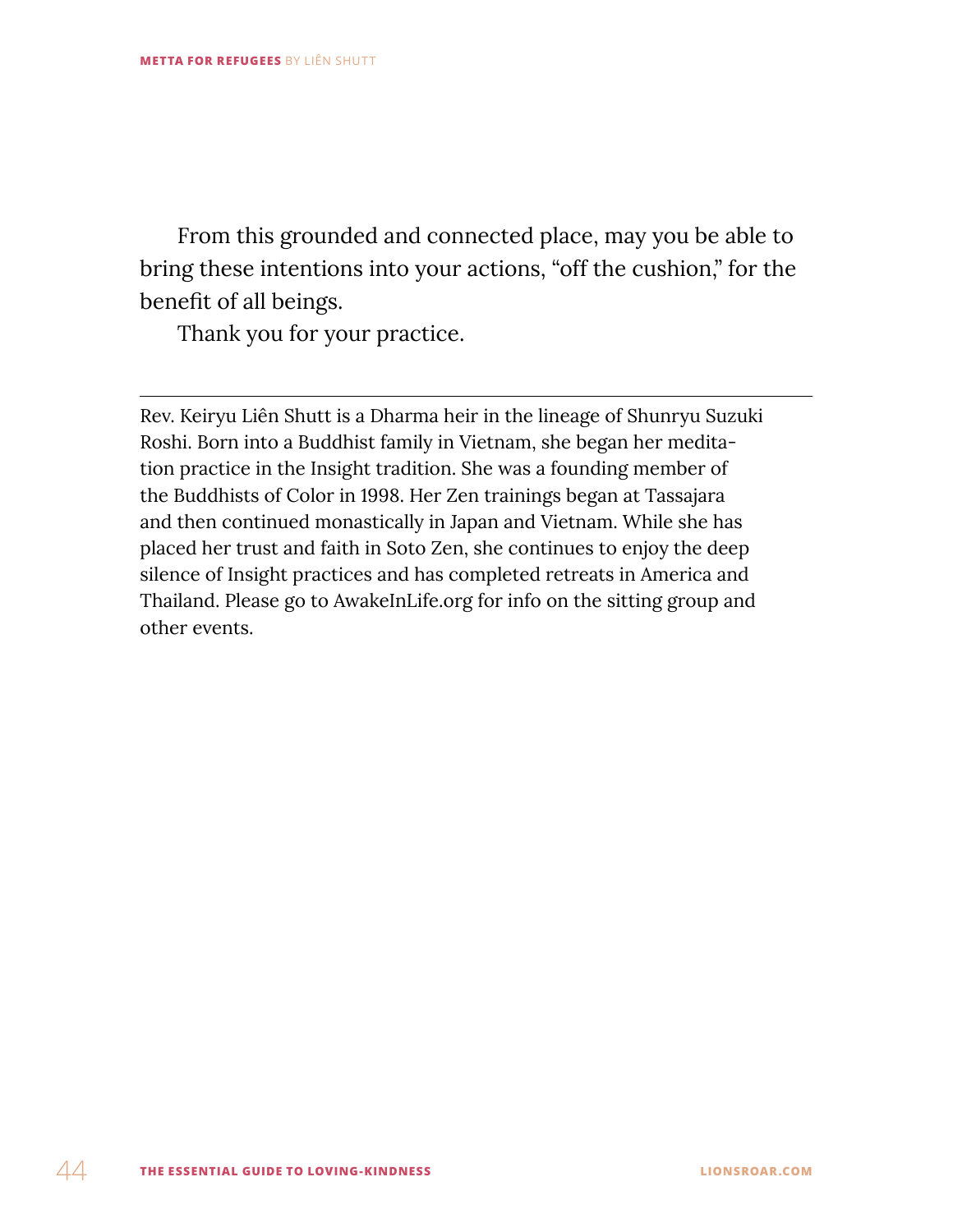From this grounded and connected place, may you be able to bring these intentions into your actions, "off the cushion," for the benefit of all beings.

Thank you for your practice.

---

Rev. Keiryu Liên Shutt is a Dharma heir in the lineage of Shunryu Suzuki Roshi. Born into a Buddhist family in Vietnam, she began her meditation practice in the Insight tradition. She was a founding member of the Buddhists of Color in 1998. Her Zen trainings began at Tassajara and then continued monastically in Japan and Vietnam. While she has placed her trust and faith in Soto Zen, she continues to enjoy the deep silence of Insight practices and has completed retreats in America and Thailand. Please go to AwakeInLife.org for info on the sitting group and other events.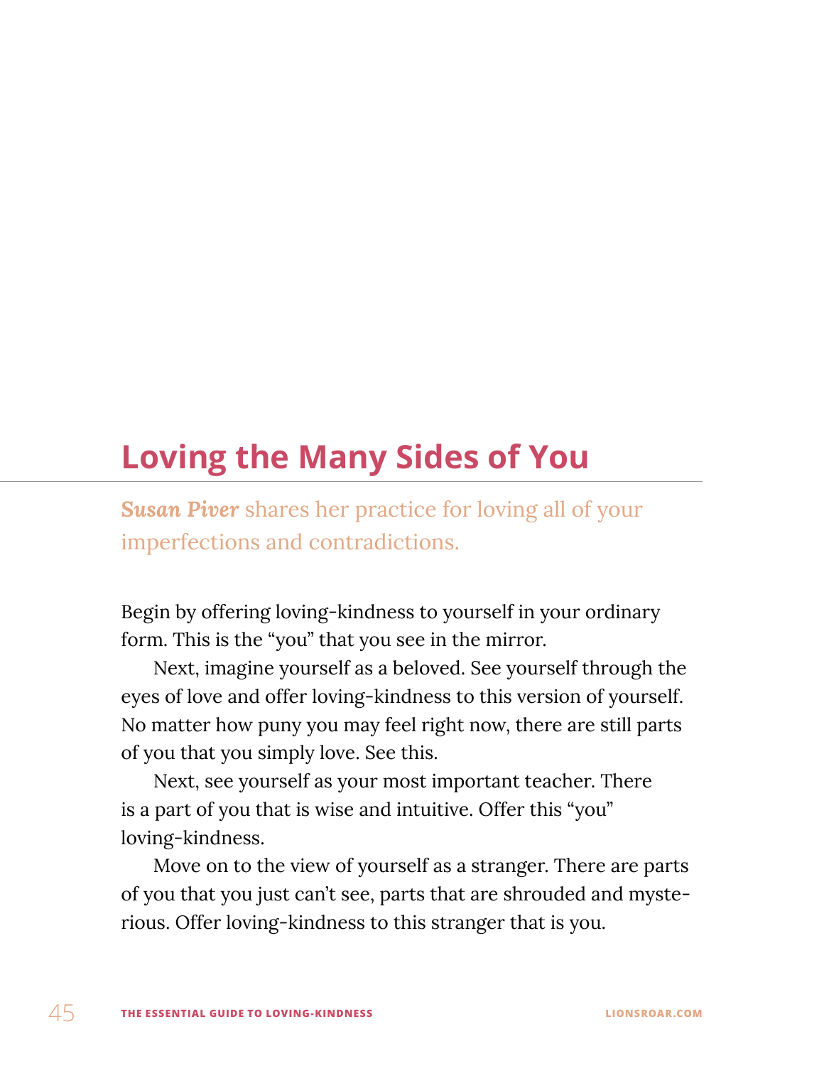# Loving the Many Sides of You

***Susan Piver*** shares her practice for loving all of your imperfections and contradictions.

Begin by offering loving-kindness to yourself in your ordinary form. This is the "you" that you see in the mirror.

Next, imagine yourself as a beloved. See yourself through the eyes of love and offer loving-kindness to this version of yourself. No matter how puny you may feel right now, there are still parts of you that you simply love. See this.

Next, see yourself as your most important teacher. There is a part of you that is wise and intuitive. Offer this "you" loving-kindness.

Move on to the view of yourself as a stranger. There are parts of you that you just can't see, parts that are shrouded and mysterious. Offer loving-kindness to this stranger that is you.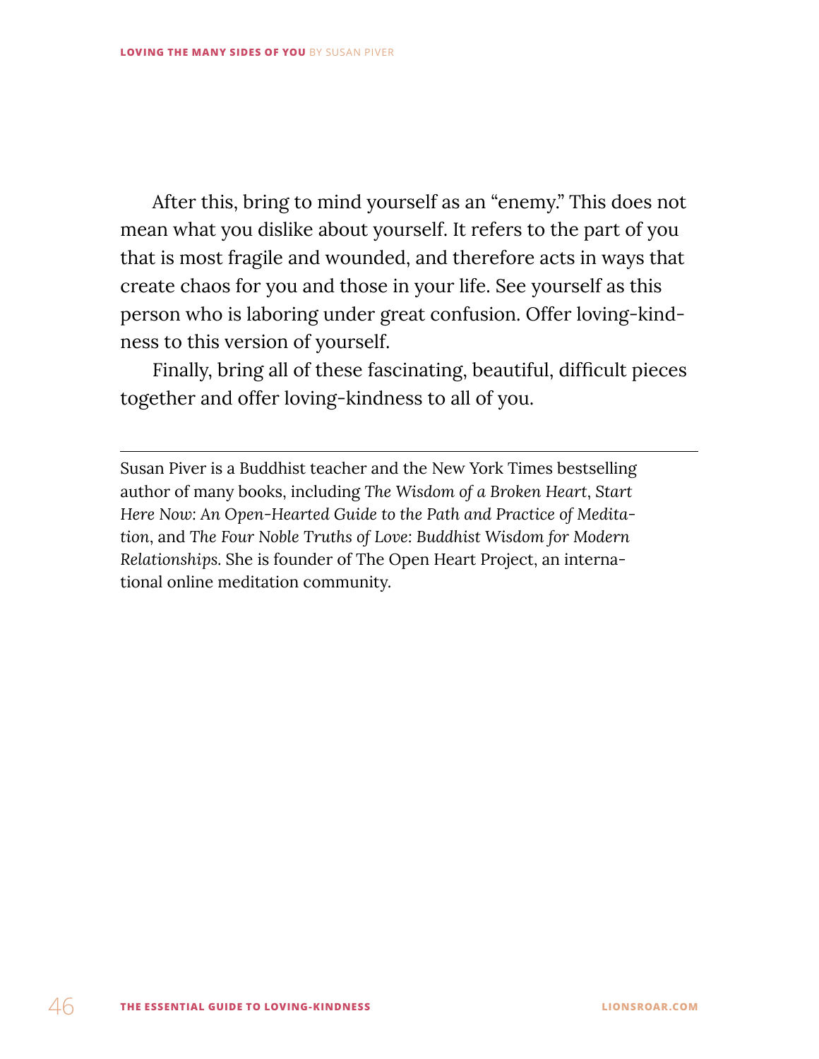After this, bring to mind yourself as an "enemy." This does not mean what you dislike about yourself. It refers to the part of you that is most fragile and wounded, and therefore acts in ways that create chaos for you and those in your life. See yourself as this person who is laboring under great confusion. Offer loving-kindness to this version of yourself.

Finally, bring all of these fascinating, beautiful, difficult pieces together and offer loving-kindness to all of you.

---

Susan Piver is a Buddhist teacher and the New York Times bestselling author of many books, including *The Wisdom of a Broken Heart*, *Start Here Now: An Open-Hearted Guide to the Path and Practice of Meditation*, and *The Four Noble Truths of Love: Buddhist Wisdom for Modern Relationships*. She is founder of The Open Heart Project, an international online meditation community.